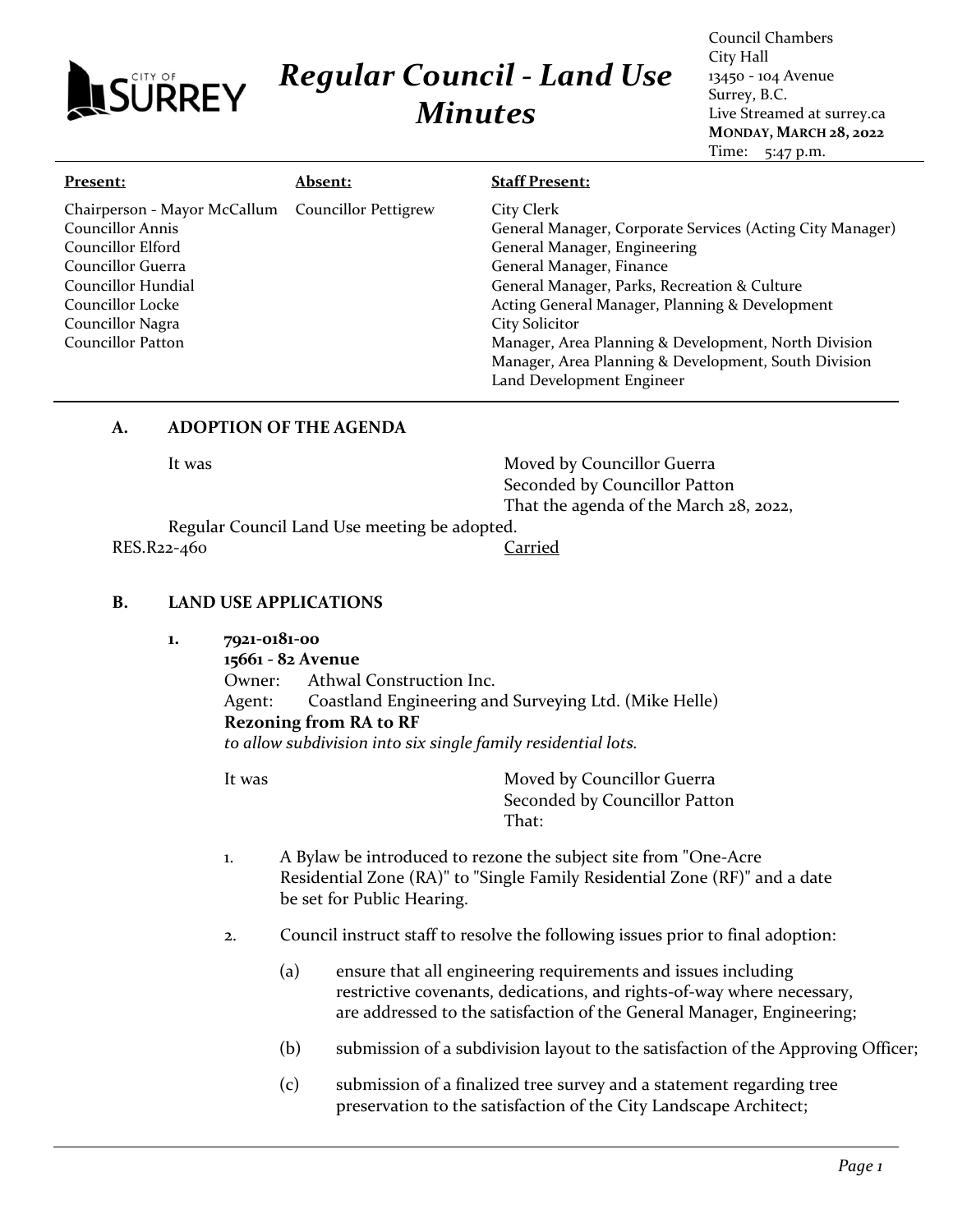# Regular Council - Land Use Minutes

Council Chambers
City Hall
13450 - 104 Avenue
Surrey, B.C.
Live Streamed at surrey.ca
**MONDAY, MARCH 28, 2022**
Time: 5:47 p.m.

| **Present:** | **Absent:** | **Staff Present:** |
|---|---|---|
| Chairperson - Mayor McCallum | Councillor Pettigrew | City Clerk |
| Councillor Annis | | General Manager, Corporate Services (Acting City Manager) |
| Councillor Elford | | General Manager, Engineering |
| Councillor Guerra | | General Manager, Finance |
| Councillor Hundial | | General Manager, Parks, Recreation & Culture |
| Councillor Locke | | Acting General Manager, Planning & Development |
| Councillor Nagra | | City Solicitor |
| Councillor Patton | | Manager, Area Planning & Development, North Division |
| | | Manager, Area Planning & Development, South Division |
| | | Land Development Engineer |

## A. ADOPTION OF THE AGENDA

It was Moved by Councillor Guerra
Seconded by Councillor Patton
That the agenda of the March 28, 2022, Regular Council Land Use meeting be adopted.

RES.R22-460 Carried

## B. LAND USE APPLICATIONS

**1. 7921-0181-00**
**15661 - 82 Avenue**
Owner: Athwal Construction Inc.
Agent: Coastland Engineering and Surveying Ltd. (Mike Helle)
**Rezoning from RA to RF**
*to allow subdivision into six single family residential lots.*

It was Moved by Councillor Guerra
Seconded by Councillor Patton
That:

1. A Bylaw be introduced to rezone the subject site from "One-Acre Residential Zone (RA)" to "Single Family Residential Zone (RF)" and a date be set for Public Hearing.

2. Council instruct staff to resolve the following issues prior to final adoption:

   (a) ensure that all engineering requirements and issues including restrictive covenants, dedications, and rights-of-way where necessary, are addressed to the satisfaction of the General Manager, Engineering;

   (b) submission of a subdivision layout to the satisfaction of the Approving Officer;

   (c) submission of a finalized tree survey and a statement regarding tree preservation to the satisfaction of the City Landscape Architect;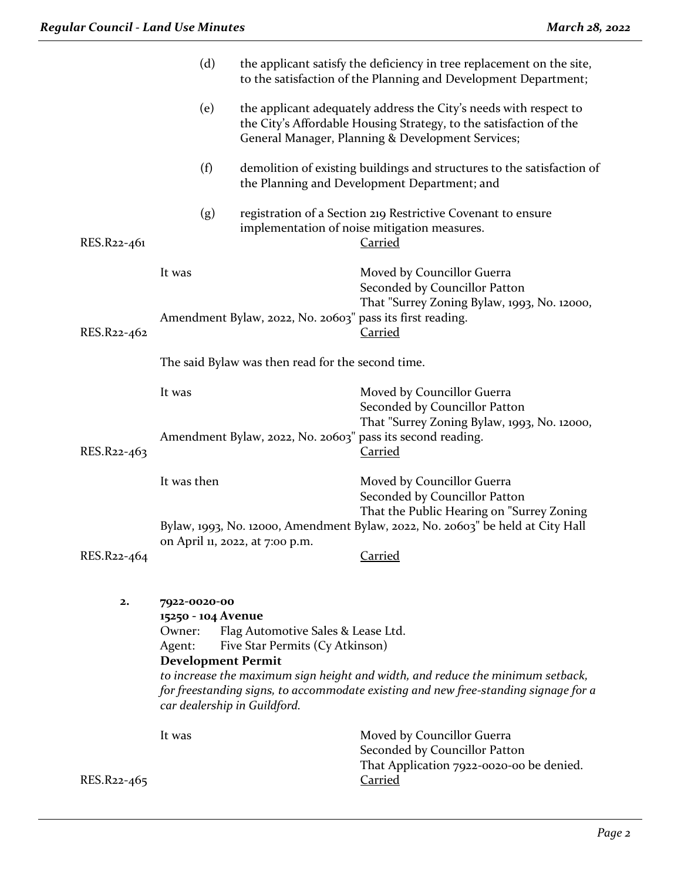(d) the applicant satisfy the deficiency in tree replacement on the site, to the satisfaction of the Planning and Development Department;

(e) the applicant adequately address the City's needs with respect to the City's Affordable Housing Strategy, to the satisfaction of the General Manager, Planning & Development Services;

(f) demolition of existing buildings and structures to the satisfaction of the Planning and Development Department; and

(g) registration of a Section 219 Restrictive Covenant to ensure implementation of noise mitigation measures.

RES.R22-461 Carried

It was Moved by Councillor Guerra
Seconded by Councillor Patton
That "Surrey Zoning Bylaw, 1993, No. 12000, Amendment Bylaw, 2022, No. 20603" pass its first reading.

RES.R22-462 Carried

The said Bylaw was then read for the second time.

It was Moved by Councillor Guerra
Seconded by Councillor Patton
That "Surrey Zoning Bylaw, 1993, No. 12000, Amendment Bylaw, 2022, No. 20603" pass its second reading.

RES.R22-463 Carried

It was then Moved by Councillor Guerra
Seconded by Councillor Patton
That the Public Hearing on "Surrey Zoning Bylaw, 1993, No. 12000, Amendment Bylaw, 2022, No. 20603" be held at City Hall on April 11, 2022, at 7:00 p.m.

RES.R22-464 Carried

**2. 7922-0020-00**
**15250 - 104 Avenue**
Owner: Flag Automotive Sales & Lease Ltd.
Agent: Five Star Permits (Cy Atkinson)
**Development Permit**
*to increase the maximum sign height and width, and reduce the minimum setback, for freestanding signs, to accommodate existing and new free-standing signage for a car dealership in Guildford.*

It was Moved by Councillor Guerra
Seconded by Councillor Patton
That Application 7922-0020-00 be denied.

RES.R22-465 Carried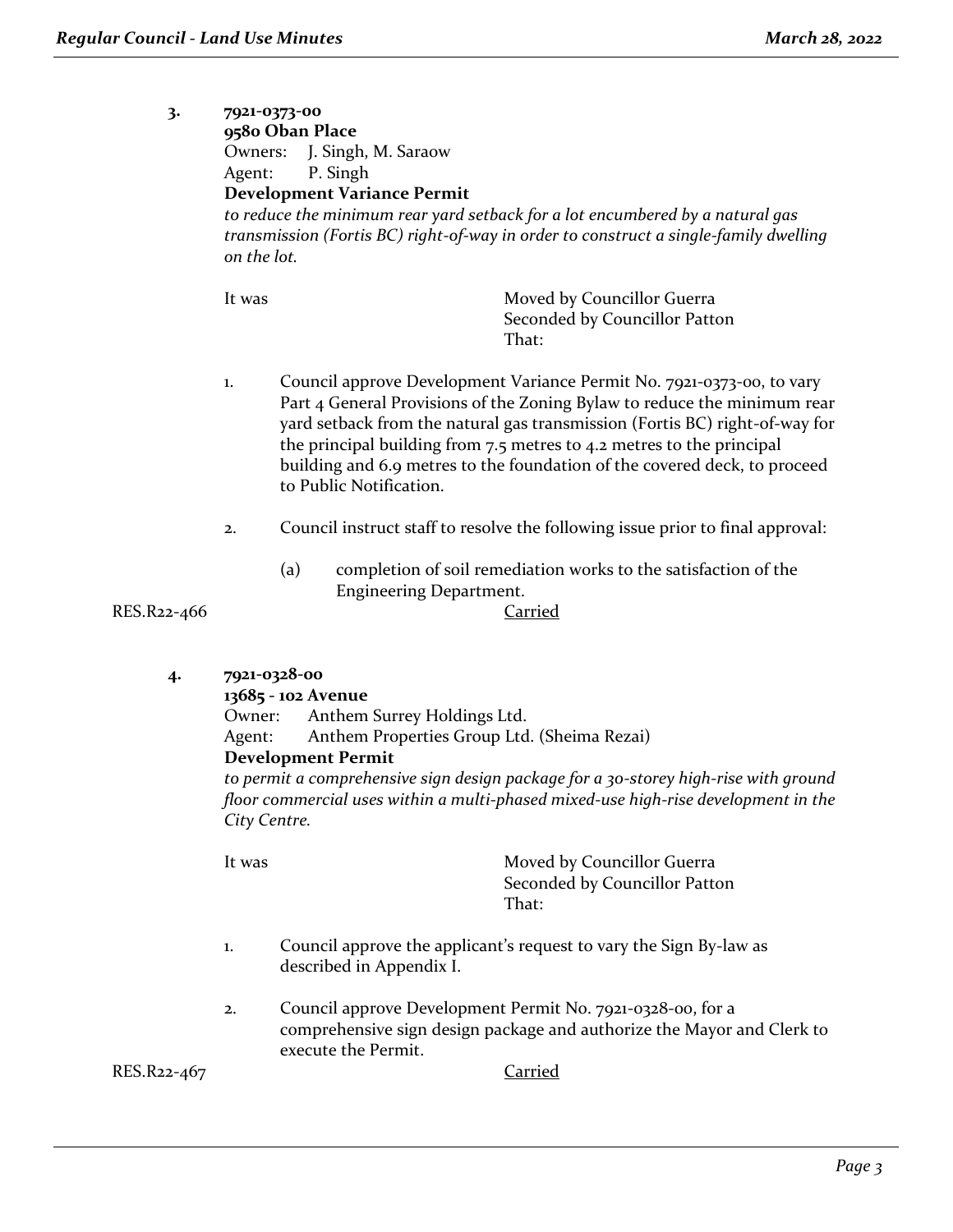**3. 7921-0373-00**
**9580 Oban Place**
Owners: J. Singh, M. Saraow
Agent: P. Singh
**Development Variance Permit**
*to reduce the minimum rear yard setback for a lot encumbered by a natural gas transmission (Fortis BC) right-of-way in order to construct a single-family dwelling on the lot.*

It was Moved by Councillor Guerra
Seconded by Councillor Patton
That:

1. Council approve Development Variance Permit No. 7921-0373-00, to vary Part 4 General Provisions of the Zoning Bylaw to reduce the minimum rear yard setback from the natural gas transmission (Fortis BC) right-of-way for the principal building from 7.5 metres to 4.2 metres to the principal building and 6.9 metres to the foundation of the covered deck, to proceed to Public Notification.

2. Council instruct staff to resolve the following issue prior to final approval:

   (a) completion of soil remediation works to the satisfaction of the Engineering Department.

RES.R22-466 Carried

**4. 7921-0328-00**
**13685 - 102 Avenue**
Owner: Anthem Surrey Holdings Ltd.
Agent: Anthem Properties Group Ltd. (Sheima Rezai)
**Development Permit**
*to permit a comprehensive sign design package for a 30-storey high-rise with ground floor commercial uses within a multi-phased mixed-use high-rise development in the City Centre.*

It was Moved by Councillor Guerra
Seconded by Councillor Patton
That:

1. Council approve the applicant's request to vary the Sign By-law as described in Appendix I.

2. Council approve Development Permit No. 7921-0328-00, for a comprehensive sign design package and authorize the Mayor and Clerk to execute the Permit.

RES.R22-467 Carried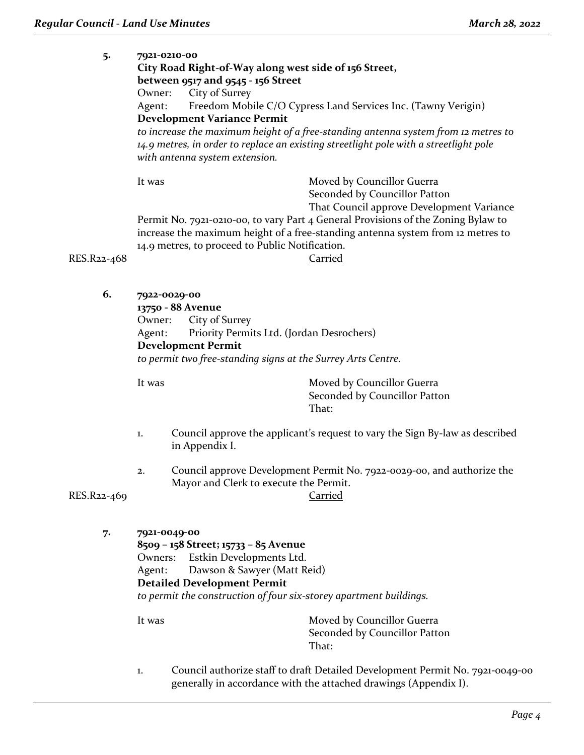**5. 7921-0210-00**
**City Road Right-of-Way along west side of 156 Street, between 9517 and 9545 - 156 Street**
Owner: City of Surrey
Agent: Freedom Mobile C/O Cypress Land Services Inc. (Tawny Verigin)
**Development Variance Permit**
*to increase the maximum height of a free-standing antenna system from 12 metres to 14.9 metres, in order to replace an existing streetlight pole with a streetlight pole with antenna system extension.*

It was Moved by Councillor Guerra
Seconded by Councillor Patton
That Council approve Development Variance Permit No. 7921-0210-00, to vary Part 4 General Provisions of the Zoning Bylaw to increase the maximum height of a free-standing antenna system from 12 metres to 14.9 metres, to proceed to Public Notification.

RES.R22-468 Carried

**6. 7922-0029-00**
**13750 - 88 Avenue**
Owner: City of Surrey
Agent: Priority Permits Ltd. (Jordan Desrochers)
**Development Permit**
*to permit two free-standing signs at the Surrey Arts Centre.*

It was Moved by Councillor Guerra
Seconded by Councillor Patton
That:

1. Council approve the applicant's request to vary the Sign By-law as described in Appendix I.

2. Council approve Development Permit No. 7922-0029-00, and authorize the Mayor and Clerk to execute the Permit.

RES.R22-469 Carried

**7. 7921-0049-00**
**8509 – 158 Street; 15733 – 85 Avenue**
Owners: Estkin Developments Ltd.
Agent: Dawson & Sawyer (Matt Reid)
**Detailed Development Permit**
*to permit the construction of four six-storey apartment buildings.*

It was Moved by Councillor Guerra
Seconded by Councillor Patton
That:

1. Council authorize staff to draft Detailed Development Permit No. 7921-0049-00 generally in accordance with the attached drawings (Appendix I).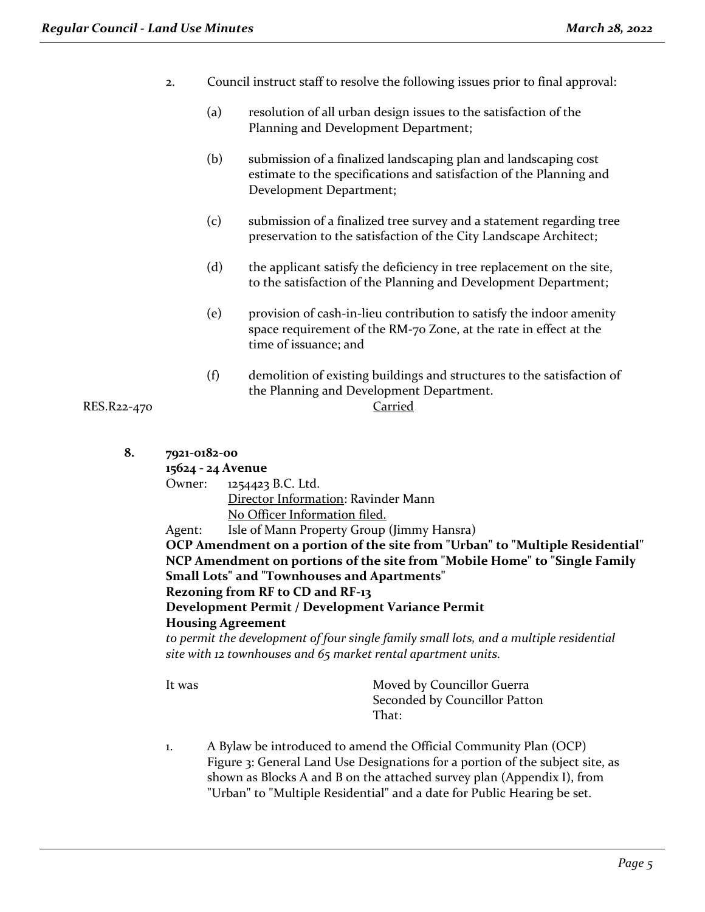2. Council instruct staff to resolve the following issues prior to final approval:

   (a) resolution of all urban design issues to the satisfaction of the Planning and Development Department;

   (b) submission of a finalized landscaping plan and landscaping cost estimate to the specifications and satisfaction of the Planning and Development Department;

   (c) submission of a finalized tree survey and a statement regarding tree preservation to the satisfaction of the City Landscape Architect;

   (d) the applicant satisfy the deficiency in tree replacement on the site, to the satisfaction of the Planning and Development Department;

   (e) provision of cash-in-lieu contribution to satisfy the indoor amenity space requirement of the RM-70 Zone, at the rate in effect at the time of issuance; and

   (f) demolition of existing buildings and structures to the satisfaction of the Planning and Development Department.

RES.R22-470 Carried

**8. 7921-0182-00**

**15624 - 24 Avenue**

Owner: 1254423 B.C. Ltd.
Director Information: Ravinder Mann
No Officer Information filed.

Agent: Isle of Mann Property Group (Jimmy Hansra)

**OCP Amendment on a portion of the site from "Urban" to "Multiple Residential"**
**NCP Amendment on portions of the site from "Mobile Home" to "Single Family Small Lots" and "Townhouses and Apartments"**
**Rezoning from RF to CD and RF-13**
**Development Permit / Development Variance Permit**
**Housing Agreement**

*to permit the development of four single family small lots, and a multiple residential site with 12 townhouses and 65 market rental apartment units.*

It was
Moved by Councillor Guerra
Seconded by Councillor Patton
That:

1. A Bylaw be introduced to amend the Official Community Plan (OCP) Figure 3: General Land Use Designations for a portion of the subject site, as shown as Blocks A and B on the attached survey plan (Appendix I), from "Urban" to "Multiple Residential" and a date for Public Hearing be set.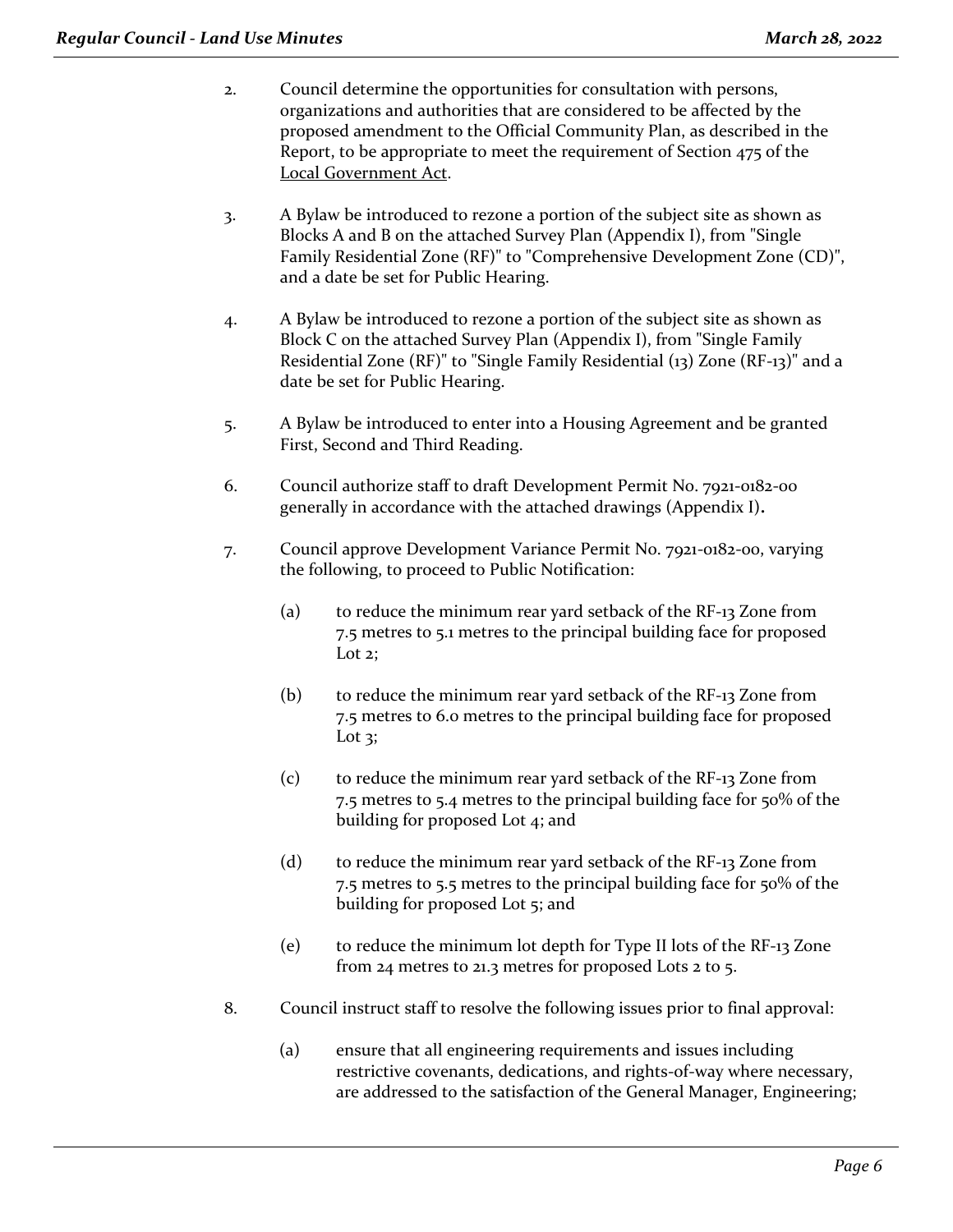2. Council determine the opportunities for consultation with persons, organizations and authorities that are considered to be affected by the proposed amendment to the Official Community Plan, as described in the Report, to be appropriate to meet the requirement of Section 475 of the Local Government Act.

3. A Bylaw be introduced to rezone a portion of the subject site as shown as Blocks A and B on the attached Survey Plan (Appendix I), from "Single Family Residential Zone (RF)" to "Comprehensive Development Zone (CD)", and a date be set for Public Hearing.

4. A Bylaw be introduced to rezone a portion of the subject site as shown as Block C on the attached Survey Plan (Appendix I), from "Single Family Residential Zone (RF)" to "Single Family Residential (13) Zone (RF-13)" and a date be set for Public Hearing.

5. A Bylaw be introduced to enter into a Housing Agreement and be granted First, Second and Third Reading.

6. Council authorize staff to draft Development Permit No. 7921-0182-00 generally in accordance with the attached drawings (Appendix I).

7. Council approve Development Variance Permit No. 7921-0182-00, varying the following, to proceed to Public Notification:

   (a) to reduce the minimum rear yard setback of the RF-13 Zone from 7.5 metres to 5.1 metres to the principal building face for proposed Lot 2;

   (b) to reduce the minimum rear yard setback of the RF-13 Zone from 7.5 metres to 6.0 metres to the principal building face for proposed Lot 3;

   (c) to reduce the minimum rear yard setback of the RF-13 Zone from 7.5 metres to 5.4 metres to the principal building face for 50% of the building for proposed Lot 4; and

   (d) to reduce the minimum rear yard setback of the RF-13 Zone from 7.5 metres to 5.5 metres to the principal building face for 50% of the building for proposed Lot 5; and

   (e) to reduce the minimum lot depth for Type II lots of the RF-13 Zone from 24 metres to 21.3 metres for proposed Lots 2 to 5.

8. Council instruct staff to resolve the following issues prior to final approval:

   (a) ensure that all engineering requirements and issues including restrictive covenants, dedications, and rights-of-way where necessary, are addressed to the satisfaction of the General Manager, Engineering;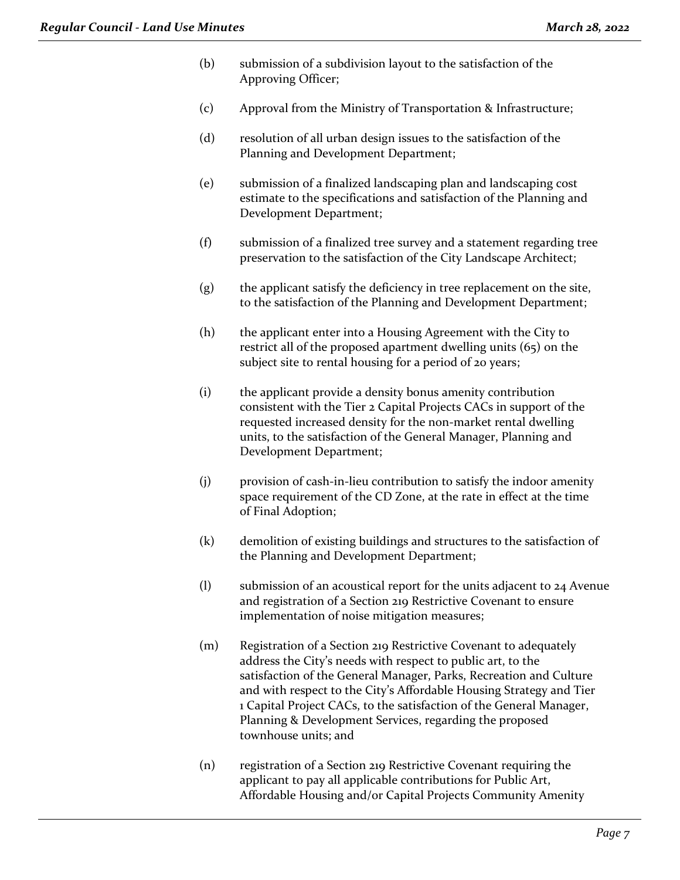(b) submission of a subdivision layout to the satisfaction of the Approving Officer;

(c) Approval from the Ministry of Transportation & Infrastructure;

(d) resolution of all urban design issues to the satisfaction of the Planning and Development Department;

(e) submission of a finalized landscaping plan and landscaping cost estimate to the specifications and satisfaction of the Planning and Development Department;

(f) submission of a finalized tree survey and a statement regarding tree preservation to the satisfaction of the City Landscape Architect;

(g) the applicant satisfy the deficiency in tree replacement on the site, to the satisfaction of the Planning and Development Department;

(h) the applicant enter into a Housing Agreement with the City to restrict all of the proposed apartment dwelling units (65) on the subject site to rental housing for a period of 20 years;

(i) the applicant provide a density bonus amenity contribution consistent with the Tier 2 Capital Projects CACs in support of the requested increased density for the non-market rental dwelling units, to the satisfaction of the General Manager, Planning and Development Department;

(j) provision of cash-in-lieu contribution to satisfy the indoor amenity space requirement of the CD Zone, at the rate in effect at the time of Final Adoption;

(k) demolition of existing buildings and structures to the satisfaction of the Planning and Development Department;

(l) submission of an acoustical report for the units adjacent to 24 Avenue and registration of a Section 219 Restrictive Covenant to ensure implementation of noise mitigation measures;

(m) Registration of a Section 219 Restrictive Covenant to adequately address the City's needs with respect to public art, to the satisfaction of the General Manager, Parks, Recreation and Culture and with respect to the City's Affordable Housing Strategy and Tier 1 Capital Project CACs, to the satisfaction of the General Manager, Planning & Development Services, regarding the proposed townhouse units; and

(n) registration of a Section 219 Restrictive Covenant requiring the applicant to pay all applicable contributions for Public Art, Affordable Housing and/or Capital Projects Community Amenity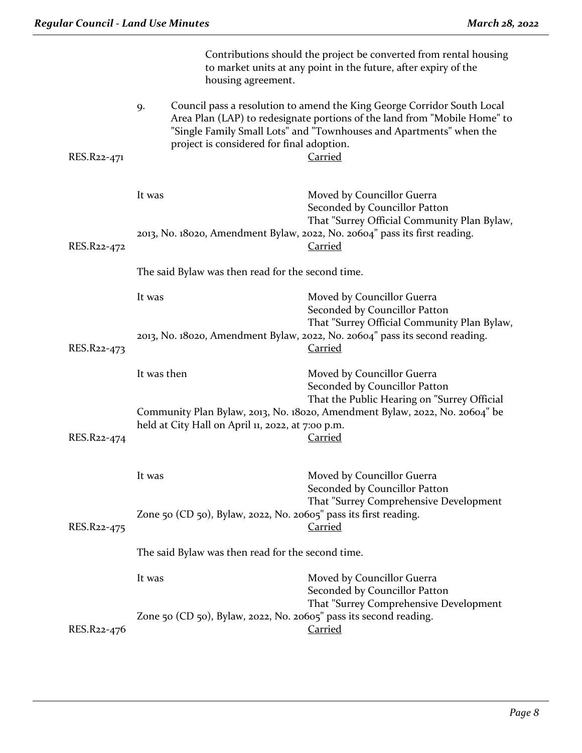Contributions should the project be converted from rental housing to market units at any point in the future, after expiry of the housing agreement.

9. Council pass a resolution to amend the King George Corridor South Local Area Plan (LAP) to redesignate portions of the land from "Mobile Home" to "Single Family Small Lots" and "Townhouses and Apartments" when the project is considered for final adoption.

RES.R22-471 Carried

It was Moved by Councillor Guerra
Seconded by Councillor Patton
That "Surrey Official Community Plan Bylaw, 2013, No. 18020, Amendment Bylaw, 2022, No. 20604" pass its first reading.

RES.R22-472 Carried

The said Bylaw was then read for the second time.

It was Moved by Councillor Guerra
Seconded by Councillor Patton
That "Surrey Official Community Plan Bylaw, 2013, No. 18020, Amendment Bylaw, 2022, No. 20604" pass its second reading.

RES.R22-473 Carried

It was then Moved by Councillor Guerra
Seconded by Councillor Patton
That the Public Hearing on "Surrey Official Community Plan Bylaw, 2013, No. 18020, Amendment Bylaw, 2022, No. 20604" be held at City Hall on April 11, 2022, at 7:00 p.m.

RES.R22-474 Carried

It was Moved by Councillor Guerra
Seconded by Councillor Patton
That "Surrey Comprehensive Development Zone 50 (CD 50), Bylaw, 2022, No. 20605" pass its first reading.

RES.R22-475 Carried

The said Bylaw was then read for the second time.

It was Moved by Councillor Guerra
Seconded by Councillor Patton
That "Surrey Comprehensive Development Zone 50 (CD 50), Bylaw, 2022, No. 20605" pass its second reading.

RES.R22-476 Carried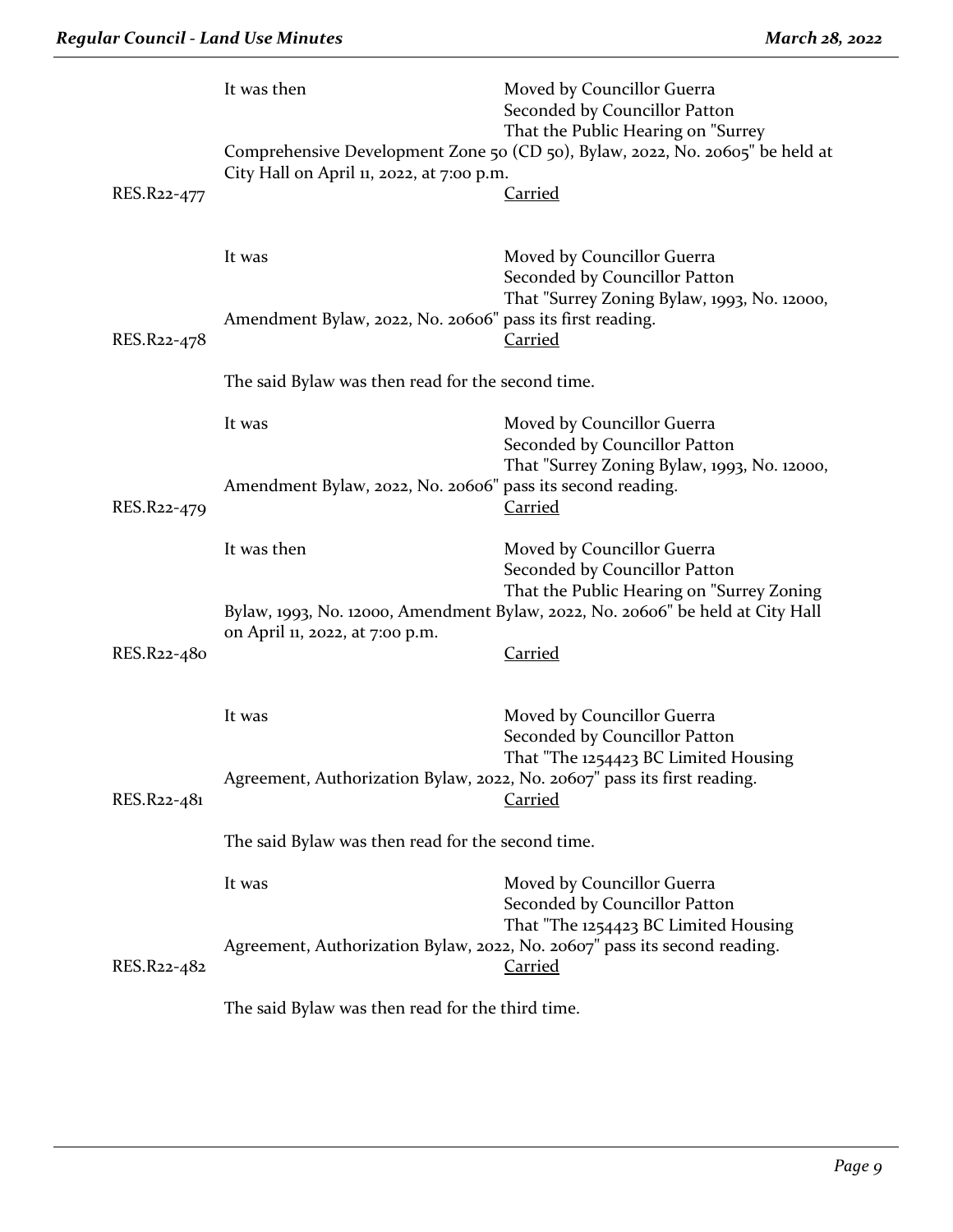It was then
Moved by Councillor Guerra
Seconded by Councillor Patton
That the Public Hearing on "Surrey Comprehensive Development Zone 50 (CD 50), Bylaw, 2022, No. 20605" be held at City Hall on April 11, 2022, at 7:00 p.m.

RES.R22-477 Carried

It was
Moved by Councillor Guerra
Seconded by Councillor Patton
That "Surrey Zoning Bylaw, 1993, No. 12000, Amendment Bylaw, 2022, No. 20606" pass its first reading.

RES.R22-478 Carried

The said Bylaw was then read for the second time.

It was
Moved by Councillor Guerra
Seconded by Councillor Patton
That "Surrey Zoning Bylaw, 1993, No. 12000, Amendment Bylaw, 2022, No. 20606" pass its second reading.

RES.R22-479 Carried

It was then
Moved by Councillor Guerra
Seconded by Councillor Patton
That the Public Hearing on "Surrey Zoning Bylaw, 1993, No. 12000, Amendment Bylaw, 2022, No. 20606" be held at City Hall on April 11, 2022, at 7:00 p.m.

RES.R22-480 Carried

It was
Moved by Councillor Guerra
Seconded by Councillor Patton
That "The 1254423 BC Limited Housing Agreement, Authorization Bylaw, 2022, No. 20607" pass its first reading.

RES.R22-481 Carried

The said Bylaw was then read for the second time.

It was
Moved by Councillor Guerra
Seconded by Councillor Patton
That "The 1254423 BC Limited Housing Agreement, Authorization Bylaw, 2022, No. 20607" pass its second reading.

RES.R22-482 Carried

The said Bylaw was then read for the third time.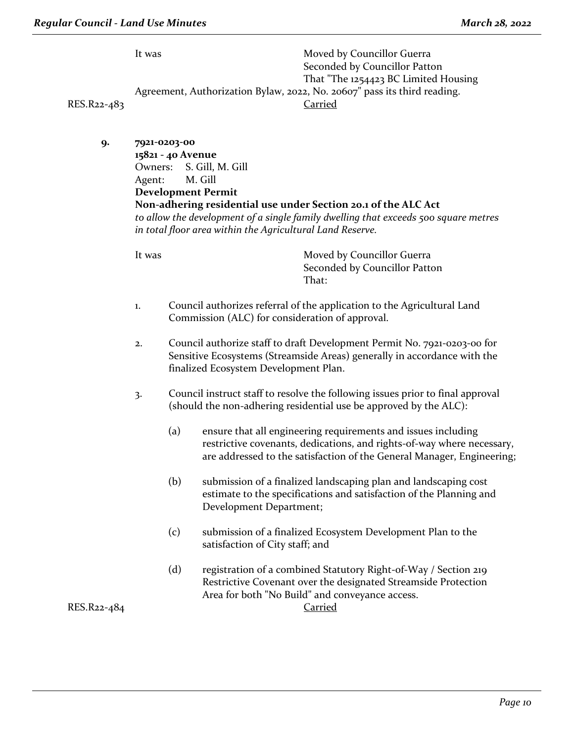It was Moved by Councillor Guerra
Seconded by Councillor Patton
That "The 1254423 BC Limited Housing Agreement, Authorization Bylaw, 2022, No. 20607" pass its third reading.

RES.R22-483 Carried

**9. 7921-0203-00**
**15821 - 40 Avenue**
Owners: S. Gill, M. Gill
Agent: M. Gill
**Development Permit**
**Non-adhering residential use under Section 20.1 of the ALC Act**
*to allow the development of a single family dwelling that exceeds 500 square metres in total floor area within the Agricultural Land Reserve.*

It was Moved by Councillor Guerra
Seconded by Councillor Patton
That:

1. Council authorizes referral of the application to the Agricultural Land Commission (ALC) for consideration of approval.

2. Council authorize staff to draft Development Permit No. 7921-0203-00 for Sensitive Ecosystems (Streamside Areas) generally in accordance with the finalized Ecosystem Development Plan.

3. Council instruct staff to resolve the following issues prior to final approval (should the non-adhering residential use be approved by the ALC):

   (a) ensure that all engineering requirements and issues including restrictive covenants, dedications, and rights-of-way where necessary, are addressed to the satisfaction of the General Manager, Engineering;

   (b) submission of a finalized landscaping plan and landscaping cost estimate to the specifications and satisfaction of the Planning and Development Department;

   (c) submission of a finalized Ecosystem Development Plan to the satisfaction of City staff; and

   (d) registration of a combined Statutory Right-of-Way / Section 219 Restrictive Covenant over the designated Streamside Protection Area for both "No Build" and conveyance access.

RES.R22-484 Carried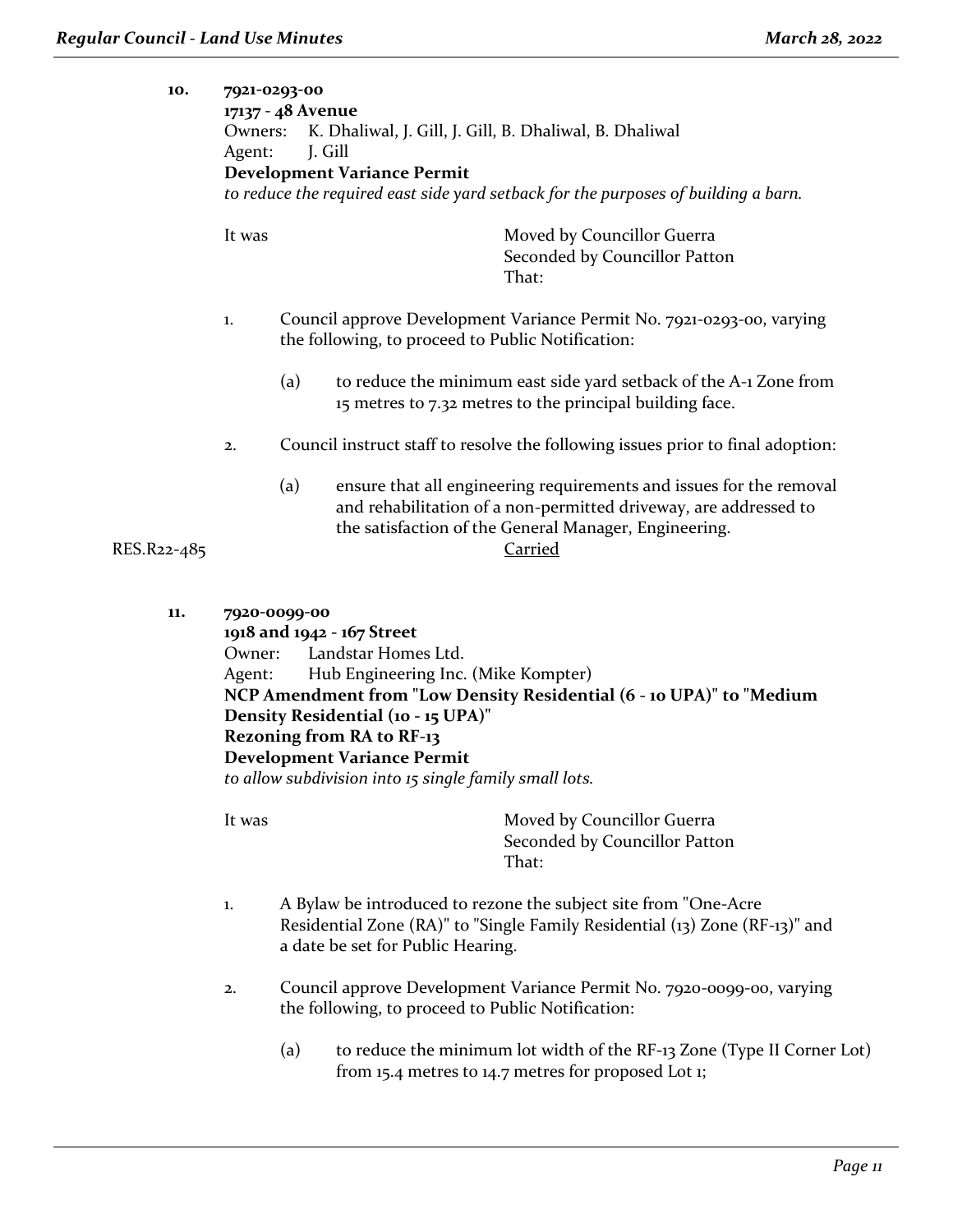**10. 7921-0293-00**
**17137 - 48 Avenue**
Owners: K. Dhaliwal, J. Gill, J. Gill, B. Dhaliwal, B. Dhaliwal
Agent: J. Gill
**Development Variance Permit**
*to reduce the required east side yard setback for the purposes of building a barn.*

It was Moved by Councillor Guerra
Seconded by Councillor Patton
That:

1. Council approve Development Variance Permit No. 7921-0293-00, varying the following, to proceed to Public Notification:

   (a) to reduce the minimum east side yard setback of the A-1 Zone from 15 metres to 7.32 metres to the principal building face.

2. Council instruct staff to resolve the following issues prior to final adoption:

   (a) ensure that all engineering requirements and issues for the removal and rehabilitation of a non-permitted driveway, are addressed to the satisfaction of the General Manager, Engineering.

RES.R22-485 Carried

**11. 7920-0099-00**
**1918 and 1942 - 167 Street**
Owner: Landstar Homes Ltd.
Agent: Hub Engineering Inc. (Mike Kompter)
**NCP Amendment from "Low Density Residential (6 - 10 UPA)" to "Medium Density Residential (10 - 15 UPA)"**
**Rezoning from RA to RF-13**
**Development Variance Permit**
*to allow subdivision into 15 single family small lots.*

It was Moved by Councillor Guerra
Seconded by Councillor Patton
That:

1. A Bylaw be introduced to rezone the subject site from "One-Acre Residential Zone (RA)" to "Single Family Residential (13) Zone (RF-13)" and a date be set for Public Hearing.

2. Council approve Development Variance Permit No. 7920-0099-00, varying the following, to proceed to Public Notification:

   (a) to reduce the minimum lot width of the RF-13 Zone (Type II Corner Lot) from 15.4 metres to 14.7 metres for proposed Lot 1;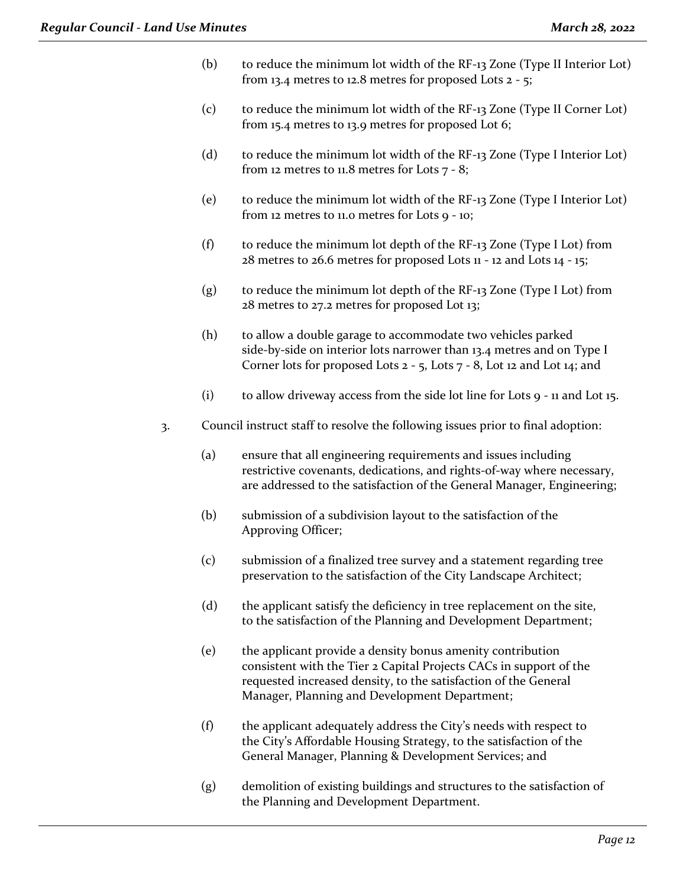(b) to reduce the minimum lot width of the RF-13 Zone (Type II Interior Lot) from 13.4 metres to 12.8 metres for proposed Lots 2 - 5;

(c) to reduce the minimum lot width of the RF-13 Zone (Type II Corner Lot) from 15.4 metres to 13.9 metres for proposed Lot 6;

(d) to reduce the minimum lot width of the RF-13 Zone (Type I Interior Lot) from 12 metres to 11.8 metres for Lots 7 - 8;

(e) to reduce the minimum lot width of the RF-13 Zone (Type I Interior Lot) from 12 metres to 11.0 metres for Lots 9 - 10;

(f) to reduce the minimum lot depth of the RF-13 Zone (Type I Lot) from 28 metres to 26.6 metres for proposed Lots 11 - 12 and Lots 14 - 15;

(g) to reduce the minimum lot depth of the RF-13 Zone (Type I Lot) from 28 metres to 27.2 metres for proposed Lot 13;

(h) to allow a double garage to accommodate two vehicles parked side-by-side on interior lots narrower than 13.4 metres and on Type I Corner lots for proposed Lots 2 - 5, Lots 7 - 8, Lot 12 and Lot 14; and

(i) to allow driveway access from the side lot line for Lots 9 - 11 and Lot 15.

3. Council instruct staff to resolve the following issues prior to final adoption:

(a) ensure that all engineering requirements and issues including restrictive covenants, dedications, and rights-of-way where necessary, are addressed to the satisfaction of the General Manager, Engineering;

(b) submission of a subdivision layout to the satisfaction of the Approving Officer;

(c) submission of a finalized tree survey and a statement regarding tree preservation to the satisfaction of the City Landscape Architect;

(d) the applicant satisfy the deficiency in tree replacement on the site, to the satisfaction of the Planning and Development Department;

(e) the applicant provide a density bonus amenity contribution consistent with the Tier 2 Capital Projects CACs in support of the requested increased density, to the satisfaction of the General Manager, Planning and Development Department;

(f) the applicant adequately address the City's needs with respect to the City's Affordable Housing Strategy, to the satisfaction of the General Manager, Planning & Development Services; and

(g) demolition of existing buildings and structures to the satisfaction of the Planning and Development Department.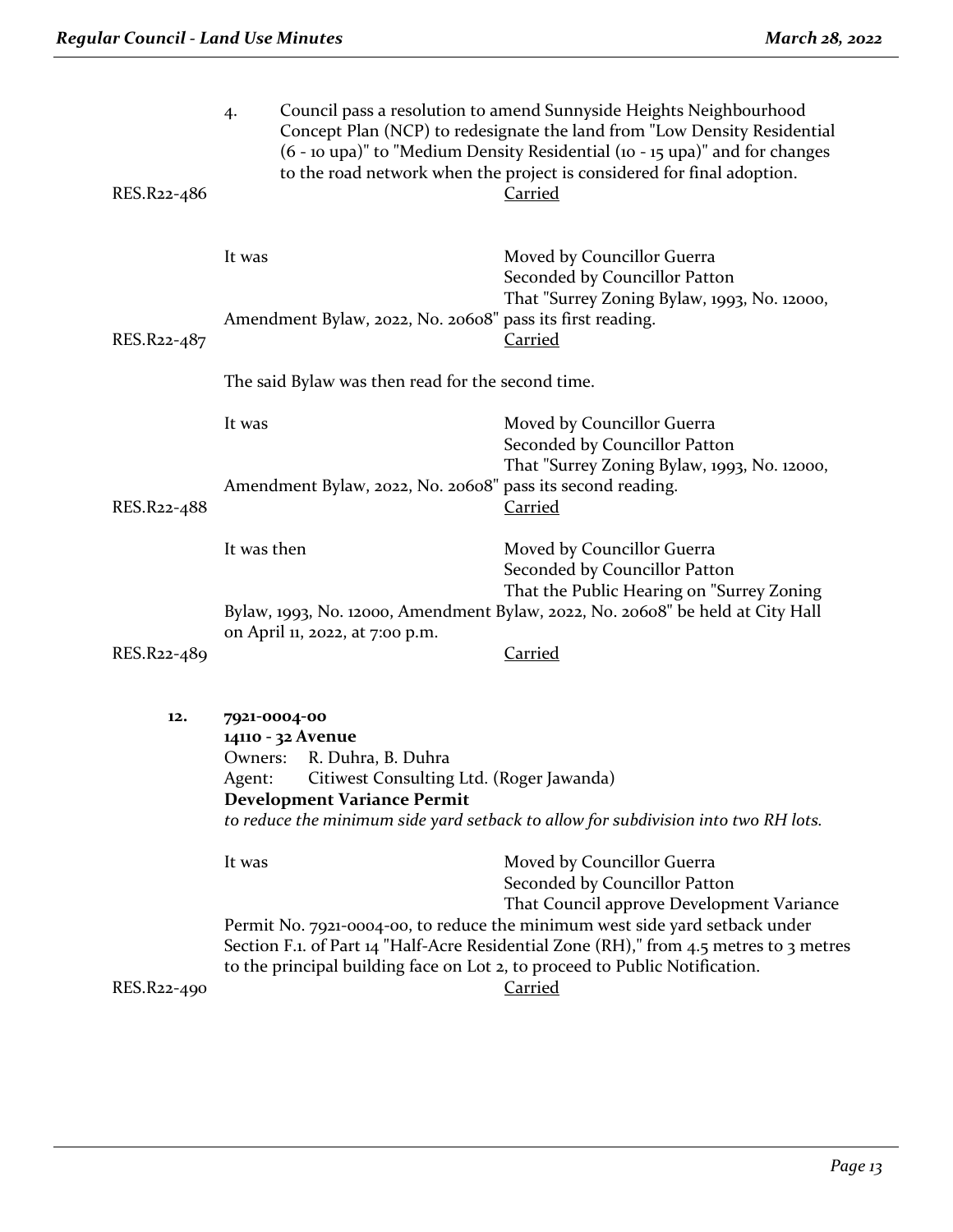4. Council pass a resolution to amend Sunnyside Heights Neighbourhood Concept Plan (NCP) to redesignate the land from "Low Density Residential (6 - 10 upa)" to "Medium Density Residential (10 - 15 upa)" and for changes to the road network when the project is considered for final adoption.

RES.R22-486 Carried

It was Moved by Councillor Guerra
Seconded by Councillor Patton
That "Surrey Zoning Bylaw, 1993, No. 12000, Amendment Bylaw, 2022, No. 20608" pass its first reading.

RES.R22-487 Carried

The said Bylaw was then read for the second time.

It was Moved by Councillor Guerra
Seconded by Councillor Patton
That "Surrey Zoning Bylaw, 1993, No. 12000, Amendment Bylaw, 2022, No. 20608" pass its second reading.

RES.R22-488 Carried

It was then Moved by Councillor Guerra
Seconded by Councillor Patton
That the Public Hearing on "Surrey Zoning Bylaw, 1993, No. 12000, Amendment Bylaw, 2022, No. 20608" be held at City Hall on April 11, 2022, at 7:00 p.m.

RES.R22-489 Carried

**12. 7921-0004-00**
**14110 - 32 Avenue**
Owners: R. Duhra, B. Duhra
Agent: Citiwest Consulting Ltd. (Roger Jawanda)
**Development Variance Permit**
*to reduce the minimum side yard setback to allow for subdivision into two RH lots.*

It was Moved by Councillor Guerra
Seconded by Councillor Patton
That Council approve Development Variance Permit No. 7921-0004-00, to reduce the minimum west side yard setback under Section F.1. of Part 14 "Half-Acre Residential Zone (RH)," from 4.5 metres to 3 metres to the principal building face on Lot 2, to proceed to Public Notification.

RES.R22-490 Carried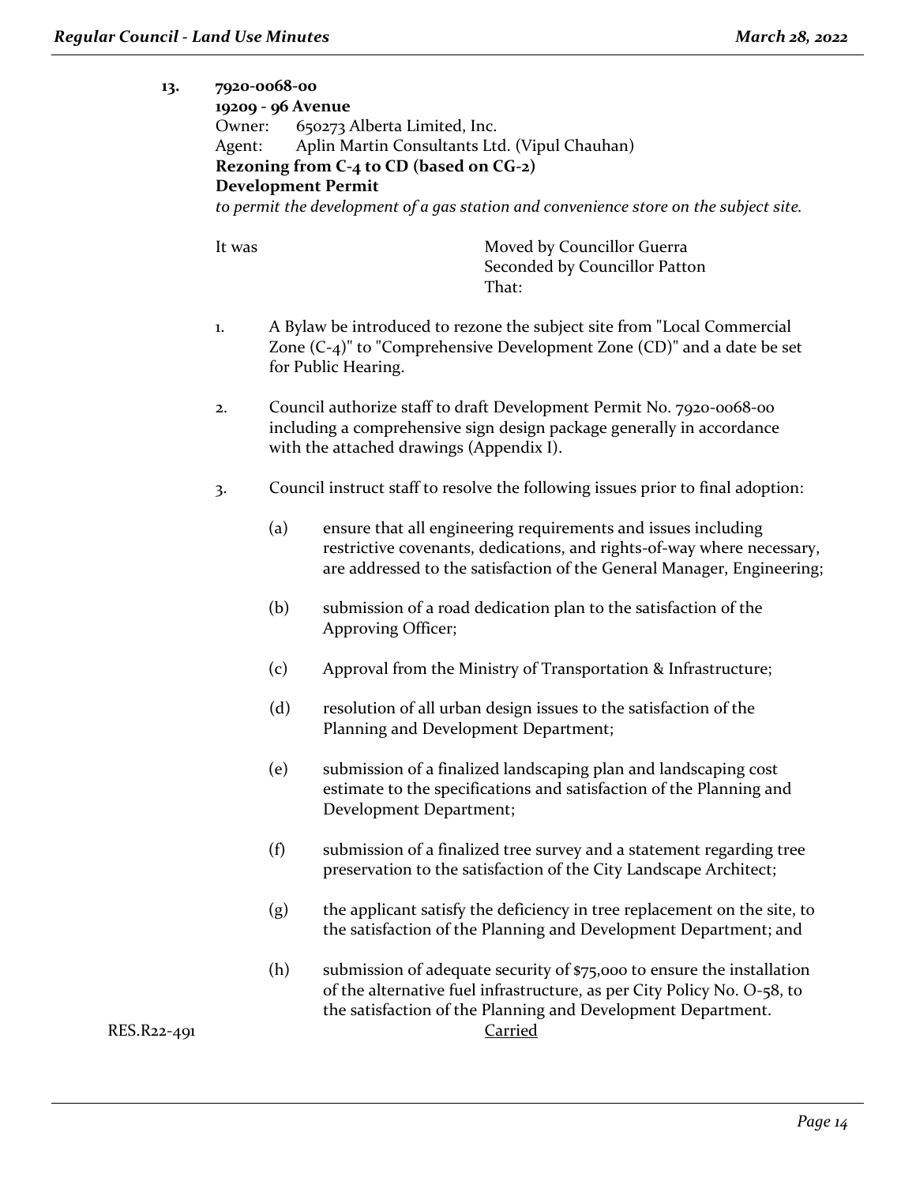**13. 7920-0068-00**
**19209 - 96 Avenue**
Owner: 650273 Alberta Limited, Inc.
Agent: Aplin Martin Consultants Ltd. (Vipul Chauhan)
**Rezoning from C-4 to CD (based on CG-2)**
**Development Permit**
*to permit the development of a gas station and convenience store on the subject site.*

It was Moved by Councillor Guerra
Seconded by Councillor Patton
That:

1. A Bylaw be introduced to rezone the subject site from "Local Commercial Zone (C-4)" to "Comprehensive Development Zone (CD)" and a date be set for Public Hearing.

2. Council authorize staff to draft Development Permit No. 7920-0068-00 including a comprehensive sign design package generally in accordance with the attached drawings (Appendix I).

3. Council instruct staff to resolve the following issues prior to final adoption:

   (a) ensure that all engineering requirements and issues including restrictive covenants, dedications, and rights-of-way where necessary, are addressed to the satisfaction of the General Manager, Engineering;

   (b) submission of a road dedication plan to the satisfaction of the Approving Officer;

   (c) Approval from the Ministry of Transportation & Infrastructure;

   (d) resolution of all urban design issues to the satisfaction of the Planning and Development Department;

   (e) submission of a finalized landscaping plan and landscaping cost estimate to the specifications and satisfaction of the Planning and Development Department;

   (f) submission of a finalized tree survey and a statement regarding tree preservation to the satisfaction of the City Landscape Architect;

   (g) the applicant satisfy the deficiency in tree replacement on the site, to the satisfaction of the Planning and Development Department; and

   (h) submission of adequate security of $75,000 to ensure the installation of the alternative fuel infrastructure, as per City Policy No. O-58, to the satisfaction of the Planning and Development Department.

RES.R22-491 Carried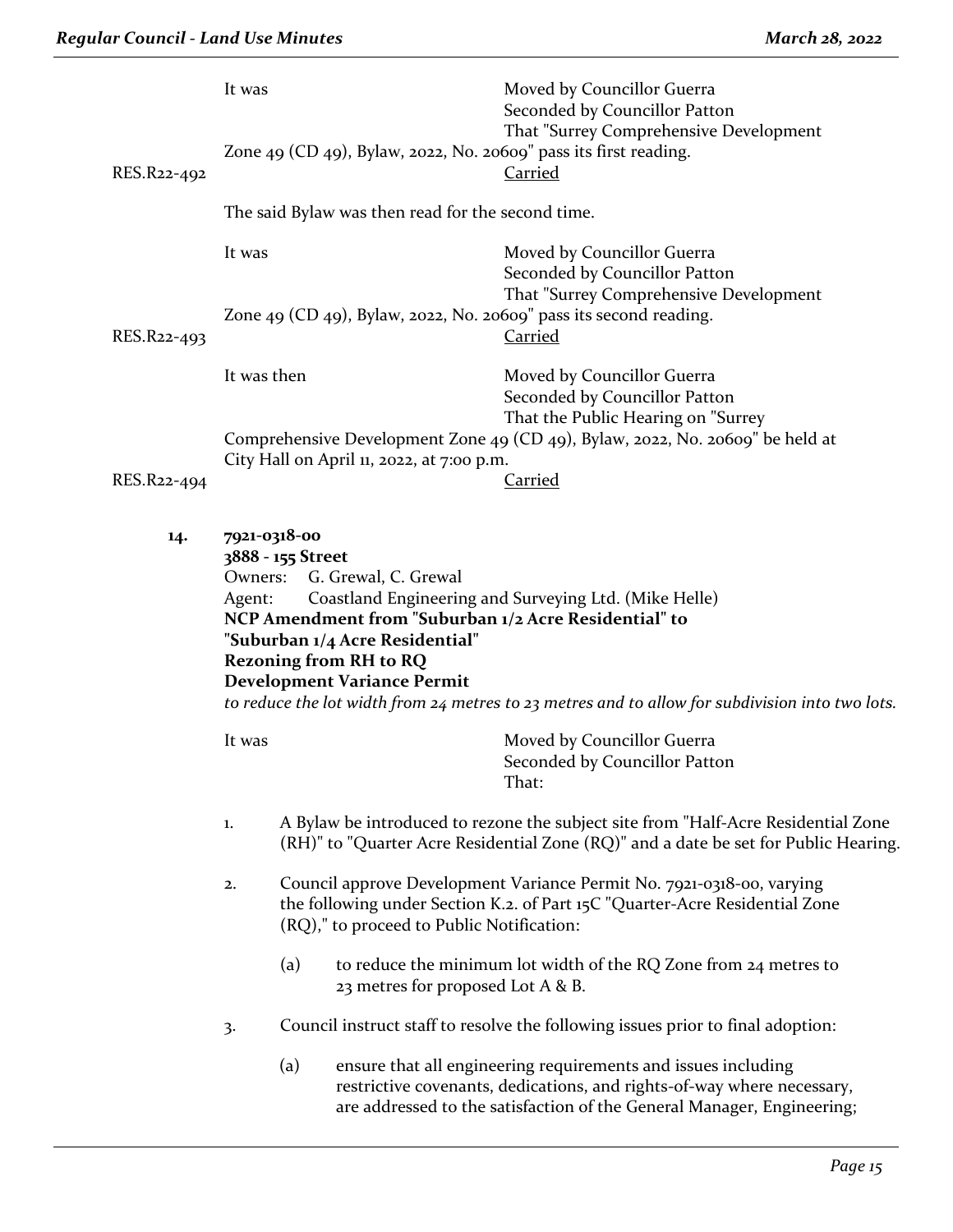It was Moved by Councillor Guerra
Seconded by Councillor Patton
That "Surrey Comprehensive Development Zone 49 (CD 49), Bylaw, 2022, No. 20609" pass its first reading.

RES.R22-492 Carried

The said Bylaw was then read for the second time.

It was Moved by Councillor Guerra
Seconded by Councillor Patton
That "Surrey Comprehensive Development Zone 49 (CD 49), Bylaw, 2022, No. 20609" pass its second reading.

RES.R22-493 Carried

It was then Moved by Councillor Guerra
Seconded by Councillor Patton
That the Public Hearing on "Surrey Comprehensive Development Zone 49 (CD 49), Bylaw, 2022, No. 20609" be held at City Hall on April 11, 2022, at 7:00 p.m.

RES.R22-494 Carried

**14. 7921-0318-00**
**3888 - 155 Street**
Owners: G. Grewal, C. Grewal
Agent: Coastland Engineering and Surveying Ltd. (Mike Helle)
**NCP Amendment from "Suburban 1/2 Acre Residential" to "Suburban 1/4 Acre Residential"**
**Rezoning from RH to RQ**
**Development Variance Permit**
*to reduce the lot width from 24 metres to 23 metres and to allow for subdivision into two lots.*

It was Moved by Councillor Guerra
Seconded by Councillor Patton
That:

1. A Bylaw be introduced to rezone the subject site from "Half-Acre Residential Zone (RH)" to "Quarter Acre Residential Zone (RQ)" and a date be set for Public Hearing.

2. Council approve Development Variance Permit No. 7921-0318-00, varying the following under Section K.2. of Part 15C "Quarter-Acre Residential Zone (RQ)," to proceed to Public Notification:

   (a) to reduce the minimum lot width of the RQ Zone from 24 metres to 23 metres for proposed Lot A & B.

3. Council instruct staff to resolve the following issues prior to final adoption:

   (a) ensure that all engineering requirements and issues including restrictive covenants, dedications, and rights-of-way where necessary, are addressed to the satisfaction of the General Manager, Engineering;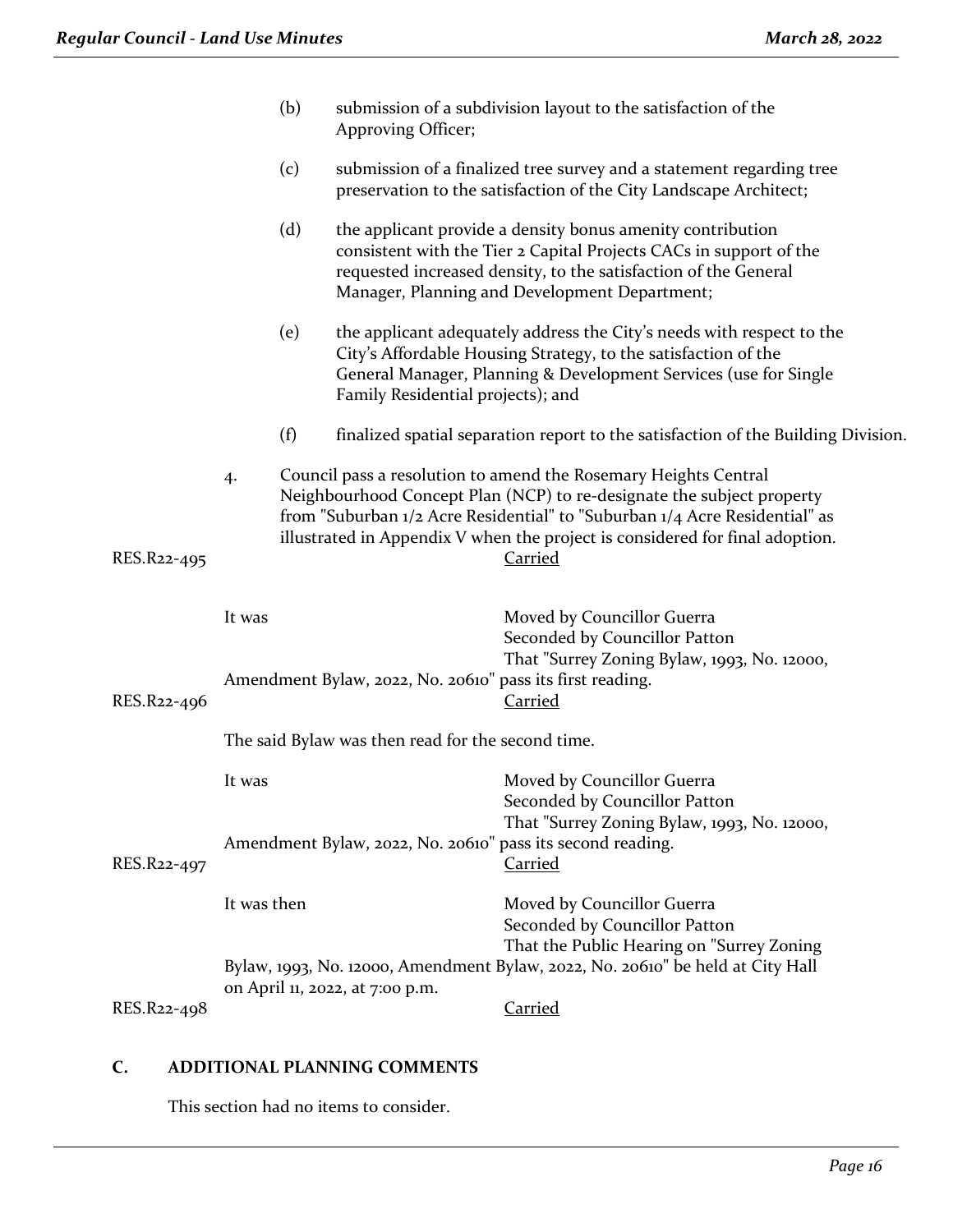(b) submission of a subdivision layout to the satisfaction of the Approving Officer;

(c) submission of a finalized tree survey and a statement regarding tree preservation to the satisfaction of the City Landscape Architect;

(d) the applicant provide a density bonus amenity contribution consistent with the Tier 2 Capital Projects CACs in support of the requested increased density, to the satisfaction of the General Manager, Planning and Development Department;

(e) the applicant adequately address the City's needs with respect to the City's Affordable Housing Strategy, to the satisfaction of the General Manager, Planning & Development Services (use for Single Family Residential projects); and

(f) finalized spatial separation report to the satisfaction of the Building Division.

4. Council pass a resolution to amend the Rosemary Heights Central Neighbourhood Concept Plan (NCP) to re-designate the subject property from "Suburban 1/2 Acre Residential" to "Suburban 1/4 Acre Residential" as illustrated in Appendix V when the project is considered for final adoption.

RES.R22-495 Carried

It was Moved by Councillor Guerra
Seconded by Councillor Patton
That "Surrey Zoning Bylaw, 1993, No. 12000, Amendment Bylaw, 2022, No. 20610" pass its first reading.

RES.R22-496 Carried

The said Bylaw was then read for the second time.

It was Moved by Councillor Guerra
Seconded by Councillor Patton
That "Surrey Zoning Bylaw, 1993, No. 12000, Amendment Bylaw, 2022, No. 20610" pass its second reading.

RES.R22-497 Carried

It was then Moved by Councillor Guerra
Seconded by Councillor Patton
That the Public Hearing on "Surrey Zoning Bylaw, 1993, No. 12000, Amendment Bylaw, 2022, No. 20610" be held at City Hall on April 11, 2022, at 7:00 p.m.

RES.R22-498 Carried

## C. ADDITIONAL PLANNING COMMENTS

This section had no items to consider.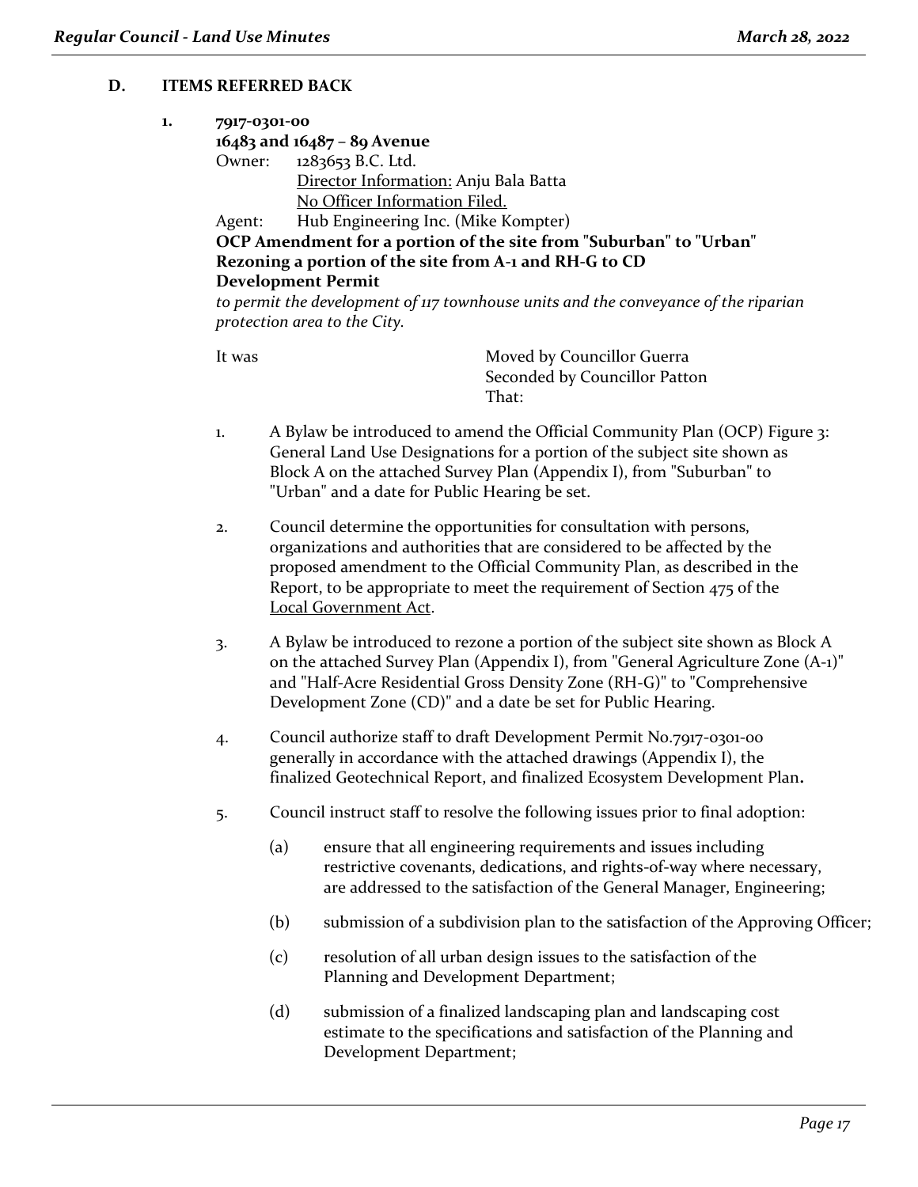## D. ITEMS REFERRED BACK

**1. 7917-0301-00**
**16483 and 16487 – 89 Avenue**
Owner: 1283653 B.C. Ltd.
Director Information: Anju Bala Batta
No Officer Information Filed.
Agent: Hub Engineering Inc. (Mike Kompter)
**OCP Amendment for a portion of the site from "Suburban" to "Urban"**
**Rezoning a portion of the site from A-1 and RH-G to CD**
**Development Permit**
*to permit the development of 117 townhouse units and the conveyance of the riparian protection area to the City.*

It was Moved by Councillor Guerra
Seconded by Councillor Patton
That:

1. A Bylaw be introduced to amend the Official Community Plan (OCP) Figure 3: General Land Use Designations for a portion of the subject site shown as Block A on the attached Survey Plan (Appendix I), from "Suburban" to "Urban" and a date for Public Hearing be set.

2. Council determine the opportunities for consultation with persons, organizations and authorities that are considered to be affected by the proposed amendment to the Official Community Plan, as described in the Report, to be appropriate to meet the requirement of Section 475 of the Local Government Act.

3. A Bylaw be introduced to rezone a portion of the subject site shown as Block A on the attached Survey Plan (Appendix I), from "General Agriculture Zone (A-1)" and "Half-Acre Residential Gross Density Zone (RH-G)" to "Comprehensive Development Zone (CD)" and a date be set for Public Hearing.

4. Council authorize staff to draft Development Permit No.7917-0301-00 generally in accordance with the attached drawings (Appendix I), the finalized Geotechnical Report, and finalized Ecosystem Development Plan**.**

5. Council instruct staff to resolve the following issues prior to final adoption:

   (a) ensure that all engineering requirements and issues including restrictive covenants, dedications, and rights-of-way where necessary, are addressed to the satisfaction of the General Manager, Engineering;

   (b) submission of a subdivision plan to the satisfaction of the Approving Officer;

   (c) resolution of all urban design issues to the satisfaction of the Planning and Development Department;

   (d) submission of a finalized landscaping plan and landscaping cost estimate to the specifications and satisfaction of the Planning and Development Department;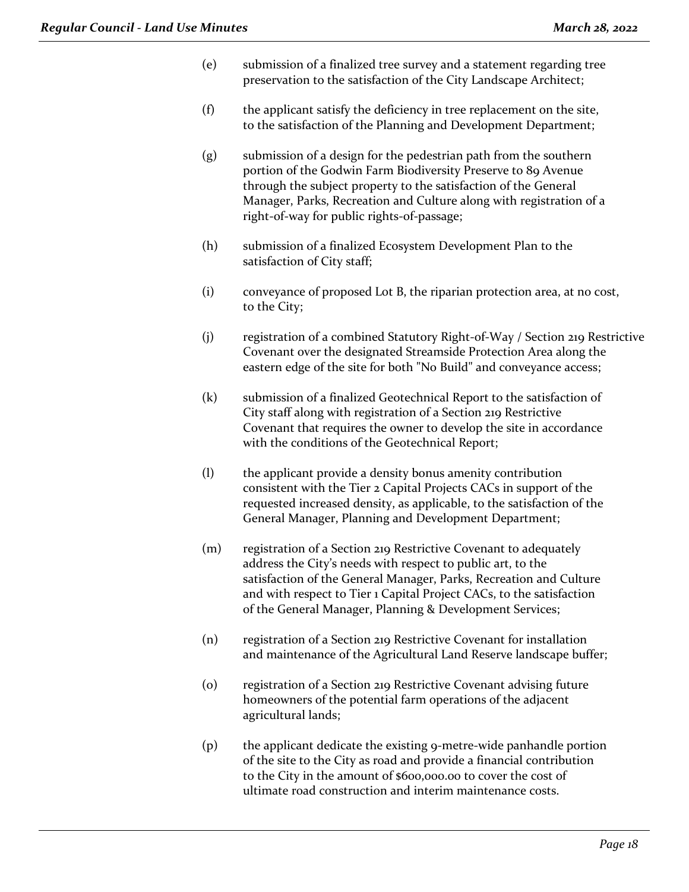(e) submission of a finalized tree survey and a statement regarding tree preservation to the satisfaction of the City Landscape Architect;

(f) the applicant satisfy the deficiency in tree replacement on the site, to the satisfaction of the Planning and Development Department;

(g) submission of a design for the pedestrian path from the southern portion of the Godwin Farm Biodiversity Preserve to 89 Avenue through the subject property to the satisfaction of the General Manager, Parks, Recreation and Culture along with registration of a right-of-way for public rights-of-passage;

(h) submission of a finalized Ecosystem Development Plan to the satisfaction of City staff;

(i) conveyance of proposed Lot B, the riparian protection area, at no cost, to the City;

(j) registration of a combined Statutory Right-of-Way / Section 219 Restrictive Covenant over the designated Streamside Protection Area along the eastern edge of the site for both "No Build" and conveyance access;

(k) submission of a finalized Geotechnical Report to the satisfaction of City staff along with registration of a Section 219 Restrictive Covenant that requires the owner to develop the site in accordance with the conditions of the Geotechnical Report;

(l) the applicant provide a density bonus amenity contribution consistent with the Tier 2 Capital Projects CACs in support of the requested increased density, as applicable, to the satisfaction of the General Manager, Planning and Development Department;

(m) registration of a Section 219 Restrictive Covenant to adequately address the City's needs with respect to public art, to the satisfaction of the General Manager, Parks, Recreation and Culture and with respect to Tier 1 Capital Project CACs, to the satisfaction of the General Manager, Planning & Development Services;

(n) registration of a Section 219 Restrictive Covenant for installation and maintenance of the Agricultural Land Reserve landscape buffer;

(o) registration of a Section 219 Restrictive Covenant advising future homeowners of the potential farm operations of the adjacent agricultural lands;

(p) the applicant dedicate the existing 9-metre-wide panhandle portion of the site to the City as road and provide a financial contribution to the City in the amount of $600,000.00 to cover the cost of ultimate road construction and interim maintenance costs.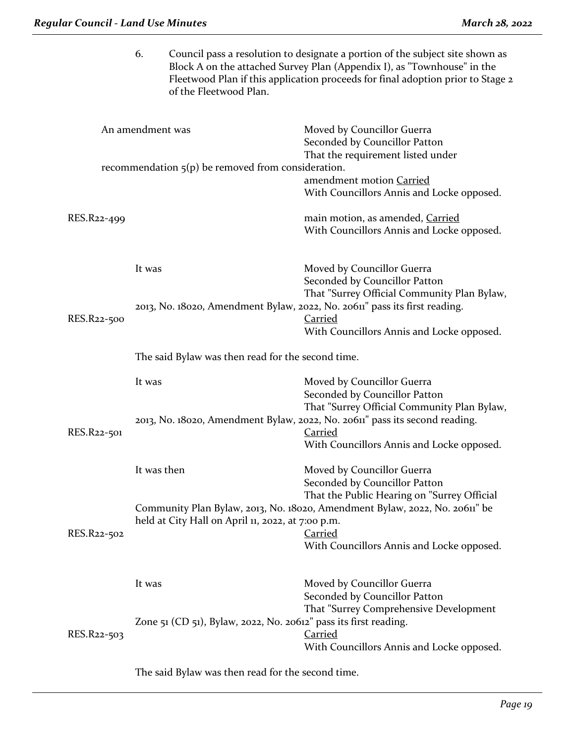6. Council pass a resolution to designate a portion of the subject site shown as Block A on the attached Survey Plan (Appendix I), as "Townhouse" in the Fleetwood Plan if this application proceeds for final adoption prior to Stage 2 of the Fleetwood Plan.

An amendment was

Moved by Councillor Guerra
Seconded by Councillor Patton
That the requirement listed under recommendation 5(p) be removed from consideration.

amendment motion Carried
With Councillors Annis and Locke opposed.

RES.R22-499

main motion, as amended, Carried
With Councillors Annis and Locke opposed.

It was

Moved by Councillor Guerra
Seconded by Councillor Patton
That "Surrey Official Community Plan Bylaw, 2013, No. 18020, Amendment Bylaw, 2022, No. 20611" pass its first reading.

RES.R22-500

Carried
With Councillors Annis and Locke opposed.

The said Bylaw was then read for the second time.

It was

Moved by Councillor Guerra
Seconded by Councillor Patton
That "Surrey Official Community Plan Bylaw, 2013, No. 18020, Amendment Bylaw, 2022, No. 20611" pass its second reading.

RES.R22-501

Carried
With Councillors Annis and Locke opposed.

It was then

Moved by Councillor Guerra
Seconded by Councillor Patton
That the Public Hearing on "Surrey Official Community Plan Bylaw, 2013, No. 18020, Amendment Bylaw, 2022, No. 20611" be held at City Hall on April 11, 2022, at 7:00 p.m.

RES.R22-502

Carried
With Councillors Annis and Locke opposed.

It was

Moved by Councillor Guerra
Seconded by Councillor Patton
That "Surrey Comprehensive Development Zone 51 (CD 51), Bylaw, 2022, No. 20612" pass its first reading.

RES.R22-503

Carried
With Councillors Annis and Locke opposed.

The said Bylaw was then read for the second time.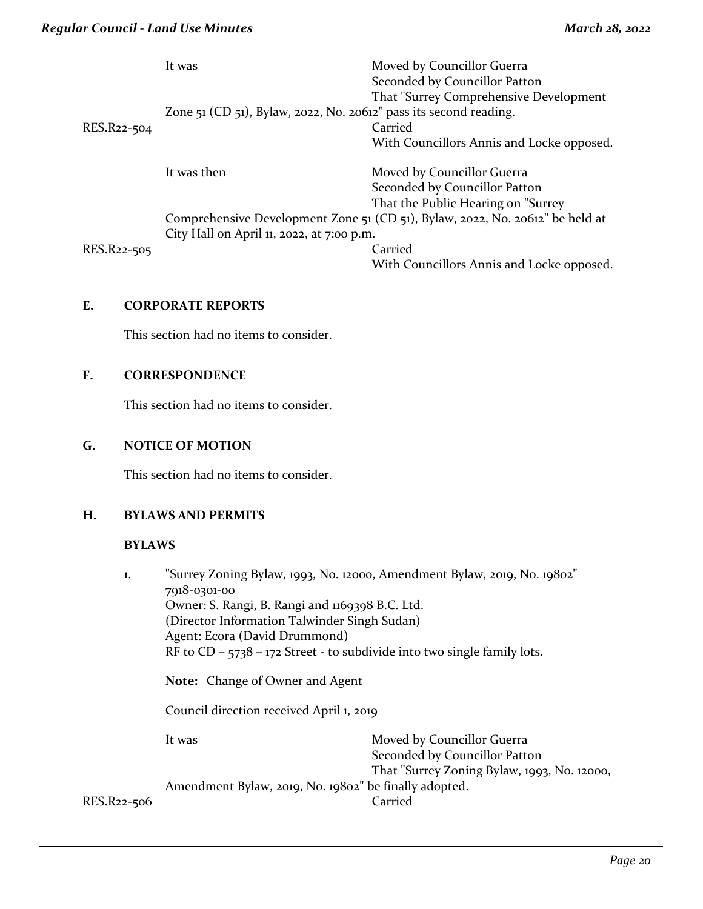It was Moved by Councillor Guerra
Seconded by Councillor Patton
That "Surrey Comprehensive Development Zone 51 (CD 51), Bylaw, 2022, No. 20612" pass its second reading.

RES.R22-504 Carried
With Councillors Annis and Locke opposed.

It was then Moved by Councillor Guerra
Seconded by Councillor Patton
That the Public Hearing on "Surrey Comprehensive Development Zone 51 (CD 51), Bylaw, 2022, No. 20612" be held at City Hall on April 11, 2022, at 7:00 p.m.

RES.R22-505 Carried
With Councillors Annis and Locke opposed.

## E. CORPORATE REPORTS

This section had no items to consider.

## F. CORRESPONDENCE

This section had no items to consider.

## G. NOTICE OF MOTION

This section had no items to consider.

## H. BYLAWS AND PERMITS

### BYLAWS

1. "Surrey Zoning Bylaw, 1993, No. 12000, Amendment Bylaw, 2019, No. 19802"
   7918-0301-00
   Owner: S. Rangi, B. Rangi and 1169398 B.C. Ltd.
   (Director Information Talwinder Singh Sudan)
   Agent: Ecora (David Drummond)
   RF to CD – 5738 – 172 Street - to subdivide into two single family lots.

   **Note:** Change of Owner and Agent

   Council direction received April 1, 2019

It was Moved by Councillor Guerra
Seconded by Councillor Patton
That "Surrey Zoning Bylaw, 1993, No. 12000, Amendment Bylaw, 2019, No. 19802" be finally adopted.

RES.R22-506 Carried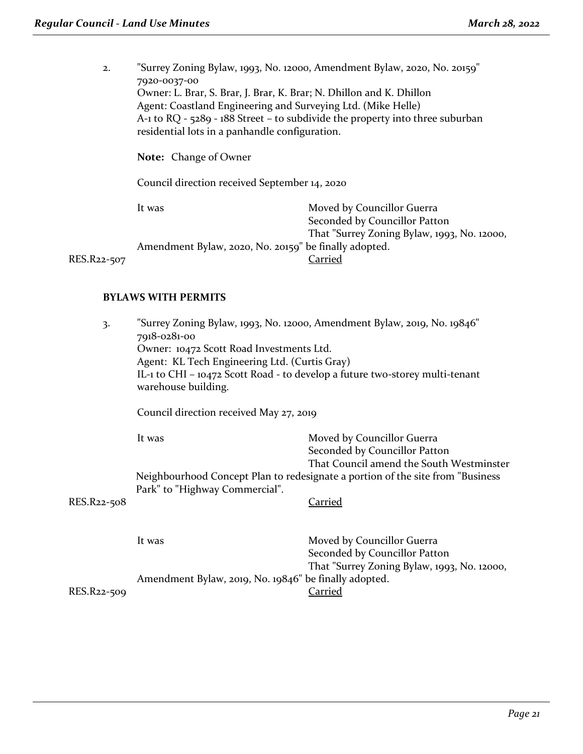2. "Surrey Zoning Bylaw, 1993, No. 12000, Amendment Bylaw, 2020, No. 20159"
7920-0037-00
Owner: L. Brar, S. Brar, J. Brar, K. Brar; N. Dhillon and K. Dhillon
Agent: Coastland Engineering and Surveying Ltd. (Mike Helle)
A-1 to RQ - 5289 - 188 Street – to subdivide the property into three suburban residential lots in a panhandle configuration.

**Note:** Change of Owner

Council direction received September 14, 2020

It was Moved by Councillor Guerra
Seconded by Councillor Patton
That "Surrey Zoning Bylaw, 1993, No. 12000, Amendment Bylaw, 2020, No. 20159" be finally adopted.

RES.R22-507 Carried

**BYLAWS WITH PERMITS**

3. "Surrey Zoning Bylaw, 1993, No. 12000, Amendment Bylaw, 2019, No. 19846"
7918-0281-00
Owner: 10472 Scott Road Investments Ltd.
Agent: KL Tech Engineering Ltd. (Curtis Gray)
IL-1 to CHI – 10472 Scott Road - to develop a future two-storey multi-tenant warehouse building.

Council direction received May 27, 2019

It was Moved by Councillor Guerra
Seconded by Councillor Patton
That Council amend the South Westminster Neighbourhood Concept Plan to redesignate a portion of the site from "Business Park" to "Highway Commercial".

RES.R22-508 Carried

It was Moved by Councillor Guerra
Seconded by Councillor Patton
That "Surrey Zoning Bylaw, 1993, No. 12000, Amendment Bylaw, 2019, No. 19846" be finally adopted.

RES.R22-509 Carried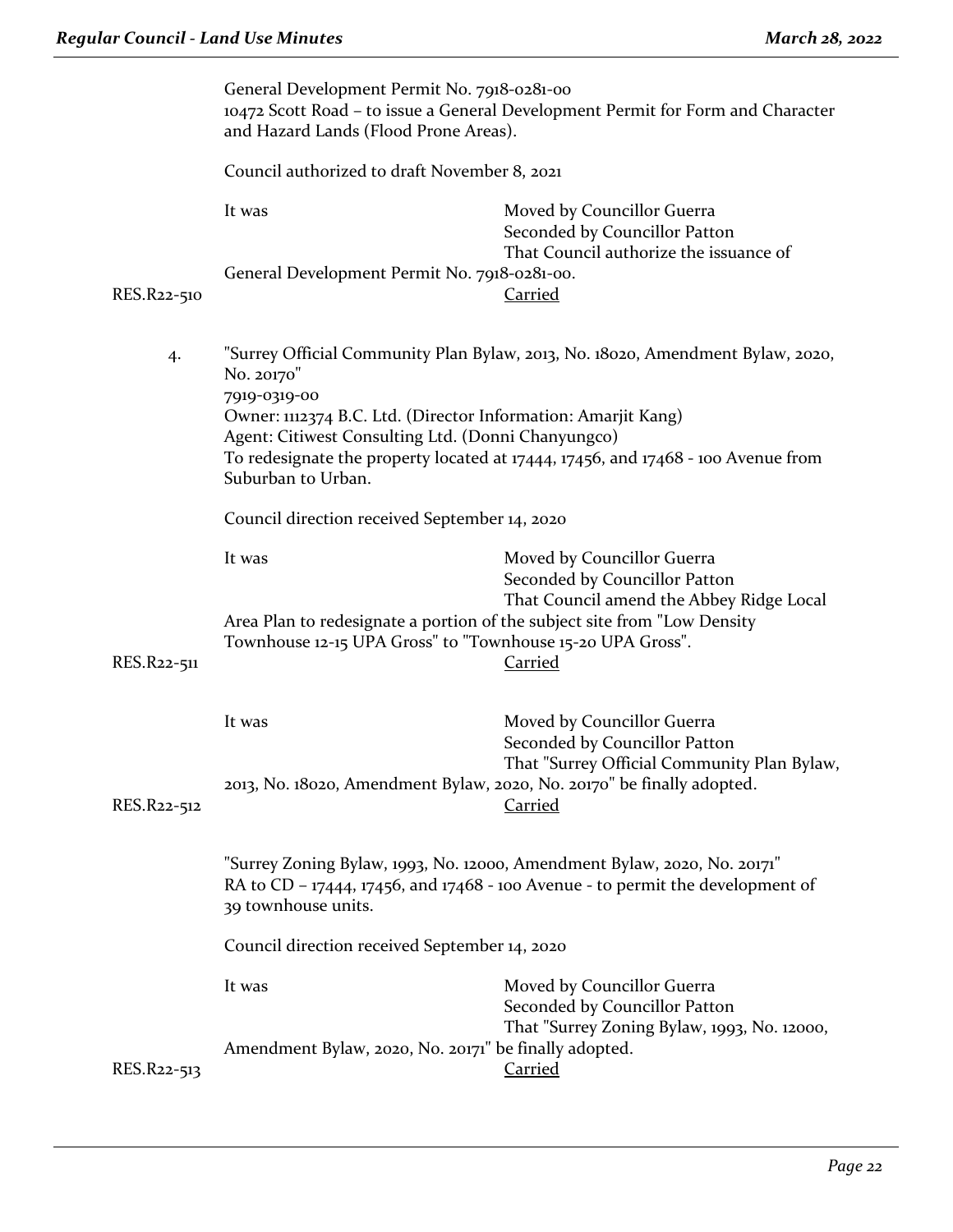General Development Permit No. 7918-0281-00
10472 Scott Road – to issue a General Development Permit for Form and Character and Hazard Lands (Flood Prone Areas).

Council authorized to draft November 8, 2021

It was Moved by Councillor Guerra
Seconded by Councillor Patton
That Council authorize the issuance of General Development Permit No. 7918-0281-00.

RES.R22-510 Carried

4. "Surrey Official Community Plan Bylaw, 2013, No. 18020, Amendment Bylaw, 2020, No. 20170"
7919-0319-00
Owner: 1112374 B.C. Ltd. (Director Information: Amarjit Kang)
Agent: Citiwest Consulting Ltd. (Donni Chanyungco)
To redesignate the property located at 17444, 17456, and 17468 - 100 Avenue from Suburban to Urban.

Council direction received September 14, 2020

It was Moved by Councillor Guerra
Seconded by Councillor Patton
That Council amend the Abbey Ridge Local Area Plan to redesignate a portion of the subject site from "Low Density Townhouse 12-15 UPA Gross" to "Townhouse 15-20 UPA Gross".

RES.R22-511 Carried

It was Moved by Councillor Guerra
Seconded by Councillor Patton
That "Surrey Official Community Plan Bylaw, 2013, No. 18020, Amendment Bylaw, 2020, No. 20170" be finally adopted.

RES.R22-512 Carried

"Surrey Zoning Bylaw, 1993, No. 12000, Amendment Bylaw, 2020, No. 20171"
RA to CD – 17444, 17456, and 17468 - 100 Avenue - to permit the development of 39 townhouse units.

Council direction received September 14, 2020

It was Moved by Councillor Guerra
Seconded by Councillor Patton
That "Surrey Zoning Bylaw, 1993, No. 12000, Amendment Bylaw, 2020, No. 20171" be finally adopted.

RES.R22-513 Carried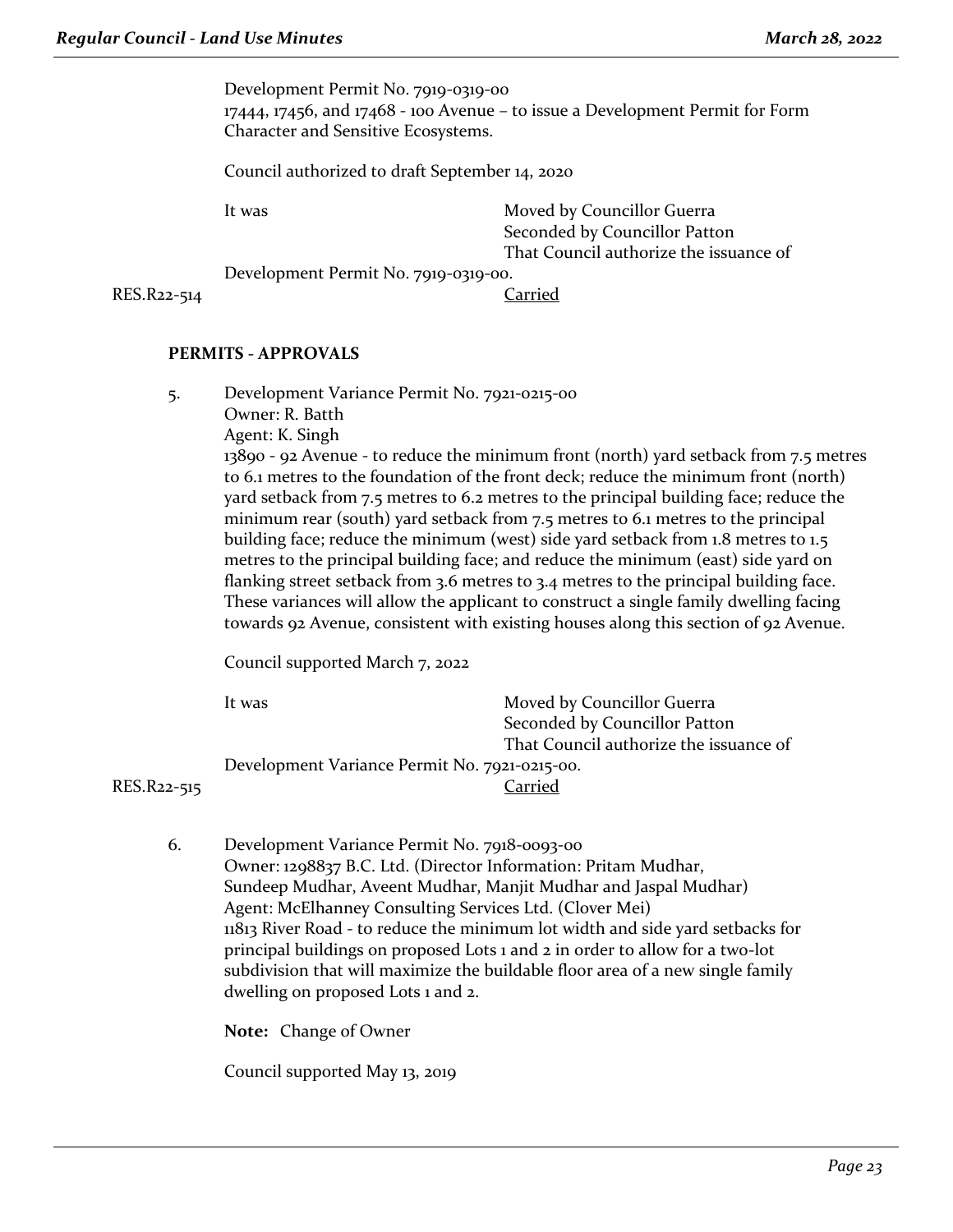Development Permit No. 7919-0319-00
17444, 17456, and 17468 - 100 Avenue – to issue a Development Permit for Form Character and Sensitive Ecosystems.

Council authorized to draft September 14, 2020

It was Moved by Councillor Guerra
Seconded by Councillor Patton
That Council authorize the issuance of Development Permit No. 7919-0319-00.

RES.R22-514 Carried

## PERMITS - APPROVALS

5. Development Variance Permit No. 7921-0215-00
Owner: R. Batth
Agent: K. Singh
13890 - 92 Avenue - to reduce the minimum front (north) yard setback from 7.5 metres to 6.1 metres to the foundation of the front deck; reduce the minimum front (north) yard setback from 7.5 metres to 6.2 metres to the principal building face; reduce the minimum rear (south) yard setback from 7.5 metres to 6.1 metres to the principal building face; reduce the minimum (west) side yard setback from 1.8 metres to 1.5 metres to the principal building face; and reduce the minimum (east) side yard on flanking street setback from 3.6 metres to 3.4 metres to the principal building face. These variances will allow the applicant to construct a single family dwelling facing towards 92 Avenue, consistent with existing houses along this section of 92 Avenue.

Council supported March 7, 2022

It was Moved by Councillor Guerra
Seconded by Councillor Patton
That Council authorize the issuance of Development Variance Permit No. 7921-0215-00.

RES.R22-515 Carried

6. Development Variance Permit No. 7918-0093-00
Owner: 1298837 B.C. Ltd. (Director Information: Pritam Mudhar, Sundeep Mudhar, Aveent Mudhar, Manjit Mudhar and Jaspal Mudhar)
Agent: McElhanney Consulting Services Ltd. (Clover Mei)
11813 River Road - to reduce the minimum lot width and side yard setbacks for principal buildings on proposed Lots 1 and 2 in order to allow for a two-lot subdivision that will maximize the buildable floor area of a new single family dwelling on proposed Lots 1 and 2.

**Note:** Change of Owner

Council supported May 13, 2019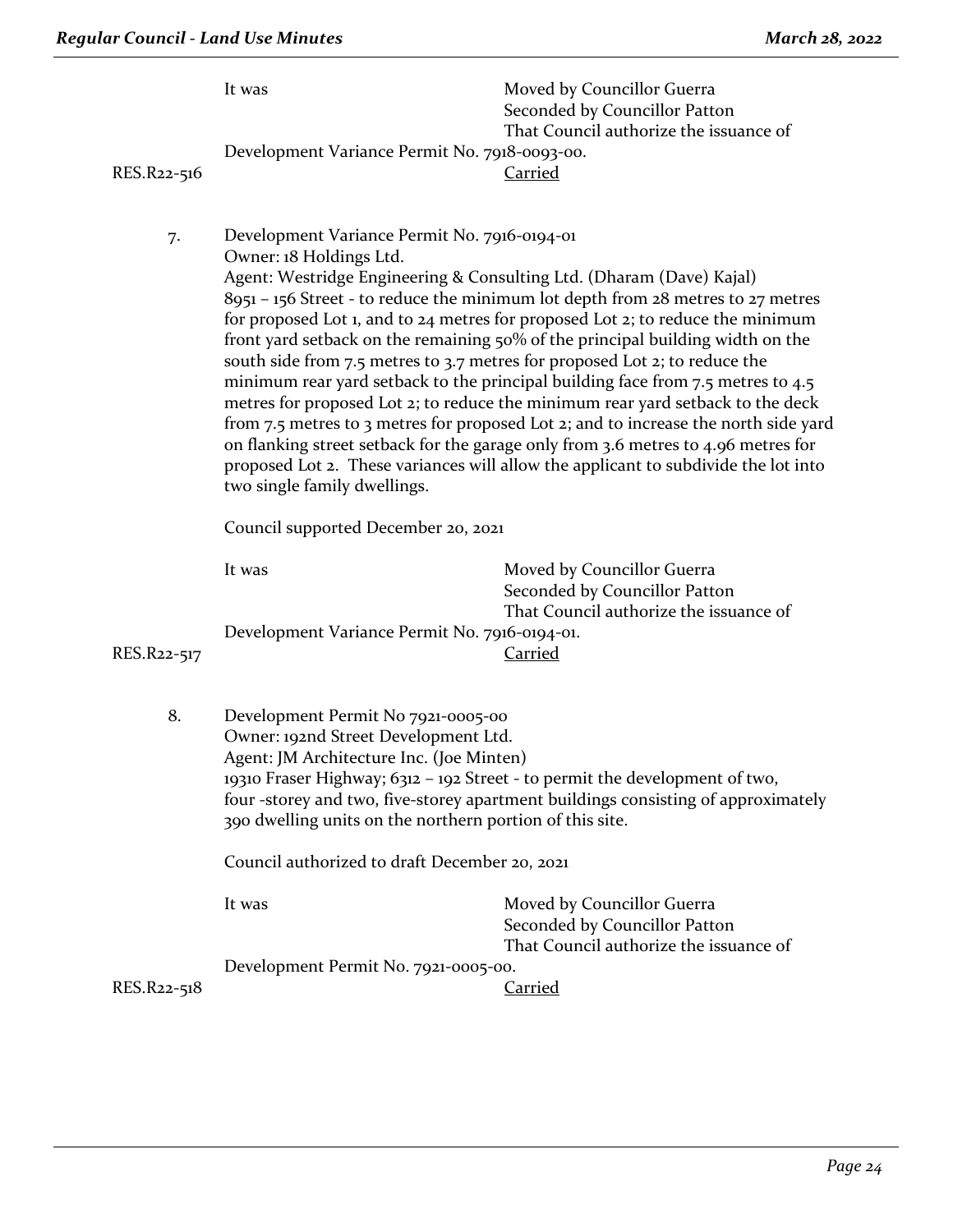It was Moved by Councillor Guerra
Seconded by Councillor Patton
That Council authorize the issuance of Development Variance Permit No. 7918-0093-00.

RES.R22-516 Carried

7. Development Variance Permit No. 7916-0194-01
Owner: 18 Holdings Ltd.
Agent: Westridge Engineering & Consulting Ltd. (Dharam (Dave) Kajal)
8951 – 156 Street - to reduce the minimum lot depth from 28 metres to 27 metres for proposed Lot 1, and to 24 metres for proposed Lot 2; to reduce the minimum front yard setback on the remaining 50% of the principal building width on the south side from 7.5 metres to 3.7 metres for proposed Lot 2; to reduce the minimum rear yard setback to the principal building face from 7.5 metres to 4.5 metres for proposed Lot 2; to reduce the minimum rear yard setback to the deck from 7.5 metres to 3 metres for proposed Lot 2; and to increase the north side yard on flanking street setback for the garage only from 3.6 metres to 4.96 metres for proposed Lot 2. These variances will allow the applicant to subdivide the lot into two single family dwellings.

Council supported December 20, 2021

It was Moved by Councillor Guerra
Seconded by Councillor Patton
That Council authorize the issuance of Development Variance Permit No. 7916-0194-01.

RES.R22-517 Carried

8. Development Permit No 7921-0005-00
Owner: 192nd Street Development Ltd.
Agent: JM Architecture Inc. (Joe Minten)
19310 Fraser Highway; 6312 – 192 Street - to permit the development of two, four -storey and two, five-storey apartment buildings consisting of approximately 390 dwelling units on the northern portion of this site.

Council authorized to draft December 20, 2021

It was Moved by Councillor Guerra
Seconded by Councillor Patton
That Council authorize the issuance of Development Permit No. 7921-0005-00.

RES.R22-518 Carried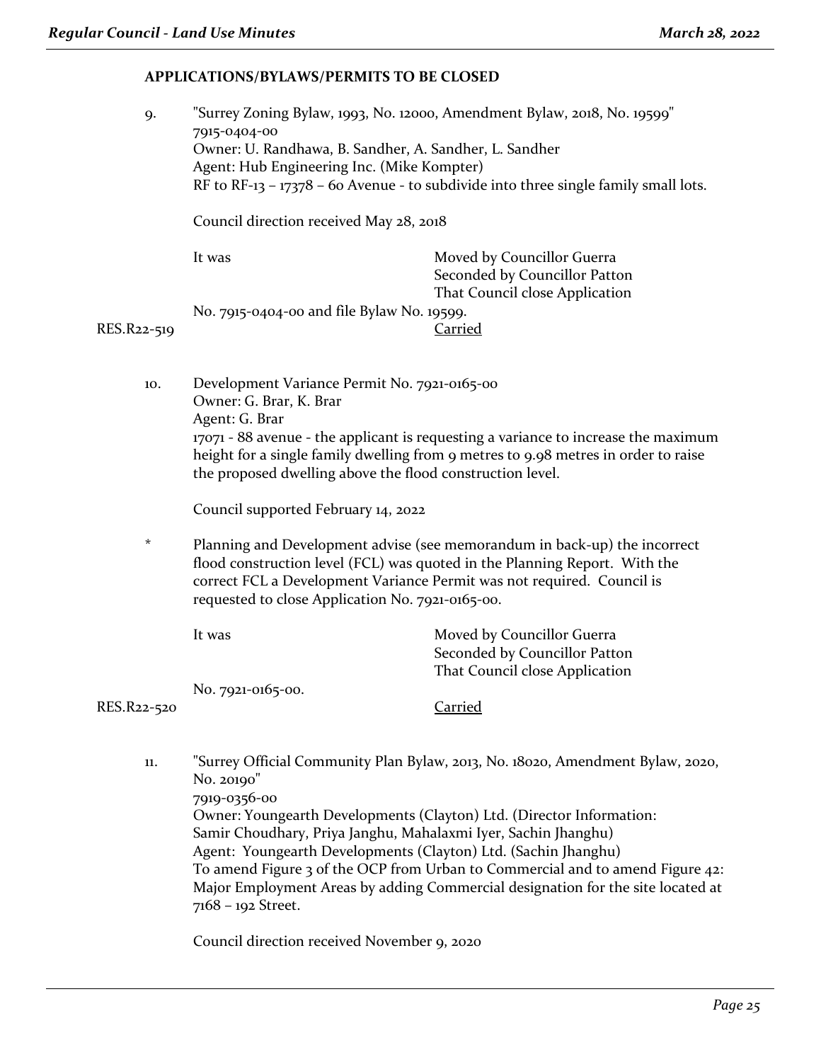**APPLICATIONS/BYLAWS/PERMITS TO BE CLOSED**

9. "Surrey Zoning Bylaw, 1993, No. 12000, Amendment Bylaw, 2018, No. 19599"
   7915-0404-00
   Owner: U. Randhawa, B. Sandher, A. Sandher, L. Sandher
   Agent: Hub Engineering Inc. (Mike Kompter)
   RF to RF-13 – 17378 – 60 Avenue - to subdivide into three single family small lots.

   Council direction received May 28, 2018

   It was Moved by Councillor Guerra
   Seconded by Councillor Patton
   That Council close Application No. 7915-0404-00 and file Bylaw No. 19599.

RES.R22-519 Carried

10. Development Variance Permit No. 7921-0165-00
    Owner: G. Brar, K. Brar
    Agent: G. Brar
    17071 - 88 avenue - the applicant is requesting a variance to increase the maximum height for a single family dwelling from 9 metres to 9.98 metres in order to raise the proposed dwelling above the flood construction level.

    Council supported February 14, 2022

\* Planning and Development advise (see memorandum in back-up) the incorrect flood construction level (FCL) was quoted in the Planning Report. With the correct FCL a Development Variance Permit was not required. Council is requested to close Application No. 7921-0165-00.

   It was Moved by Councillor Guerra
   Seconded by Councillor Patton
   That Council close Application No. 7921-0165-00.

RES.R22-520 Carried

11. "Surrey Official Community Plan Bylaw, 2013, No. 18020, Amendment Bylaw, 2020, No. 20190"
    7919-0356-00
    Owner: Youngearth Developments (Clayton) Ltd. (Director Information: Samir Choudhary, Priya Janghu, Mahalaxmi Iyer, Sachin Jhanghu)
    Agent: Youngearth Developments (Clayton) Ltd. (Sachin Jhanghu)
    To amend Figure 3 of the OCP from Urban to Commercial and to amend Figure 42: Major Employment Areas by adding Commercial designation for the site located at 7168 – 192 Street.

    Council direction received November 9, 2020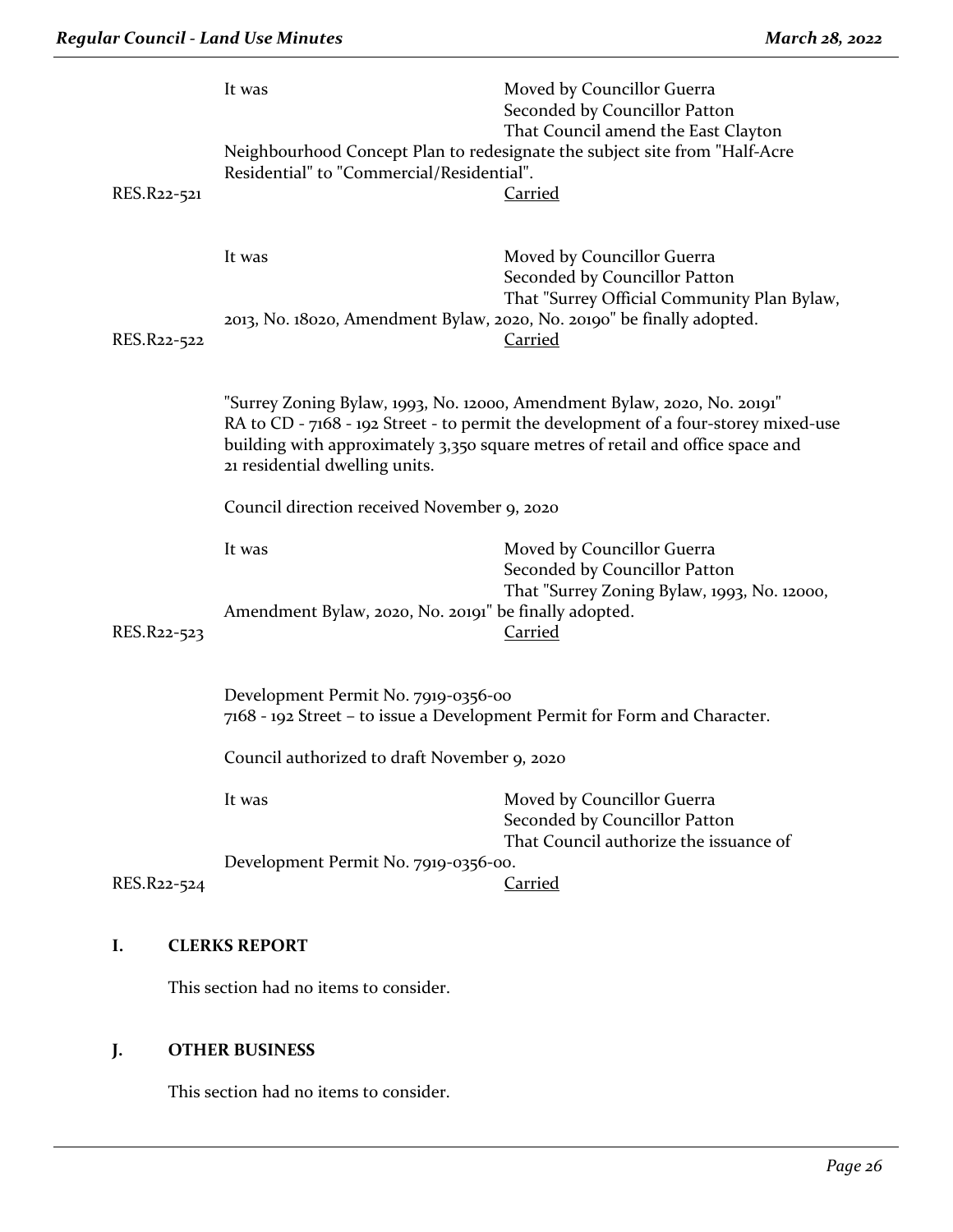It was Moved by Councillor Guerra
Seconded by Councillor Patton
That Council amend the East Clayton Neighbourhood Concept Plan to redesignate the subject site from "Half-Acre Residential" to "Commercial/Residential".

RES.R22-521 Carried

It was Moved by Councillor Guerra
Seconded by Councillor Patton
That "Surrey Official Community Plan Bylaw, 2013, No. 18020, Amendment Bylaw, 2020, No. 20190" be finally adopted.

RES.R22-522 Carried

"Surrey Zoning Bylaw, 1993, No. 12000, Amendment Bylaw, 2020, No. 20191"
RA to CD - 7168 - 192 Street - to permit the development of a four-storey mixed-use building with approximately 3,350 square metres of retail and office space and 21 residential dwelling units.

Council direction received November 9, 2020

It was Moved by Councillor Guerra
Seconded by Councillor Patton
That "Surrey Zoning Bylaw, 1993, No. 12000, Amendment Bylaw, 2020, No. 20191" be finally adopted.

RES.R22-523 Carried

Development Permit No. 7919-0356-00
7168 - 192 Street – to issue a Development Permit for Form and Character.

Council authorized to draft November 9, 2020

It was Moved by Councillor Guerra
Seconded by Councillor Patton
That Council authorize the issuance of Development Permit No. 7919-0356-00.

RES.R22-524 Carried

## I. CLERKS REPORT

This section had no items to consider.

## J. OTHER BUSINESS

This section had no items to consider.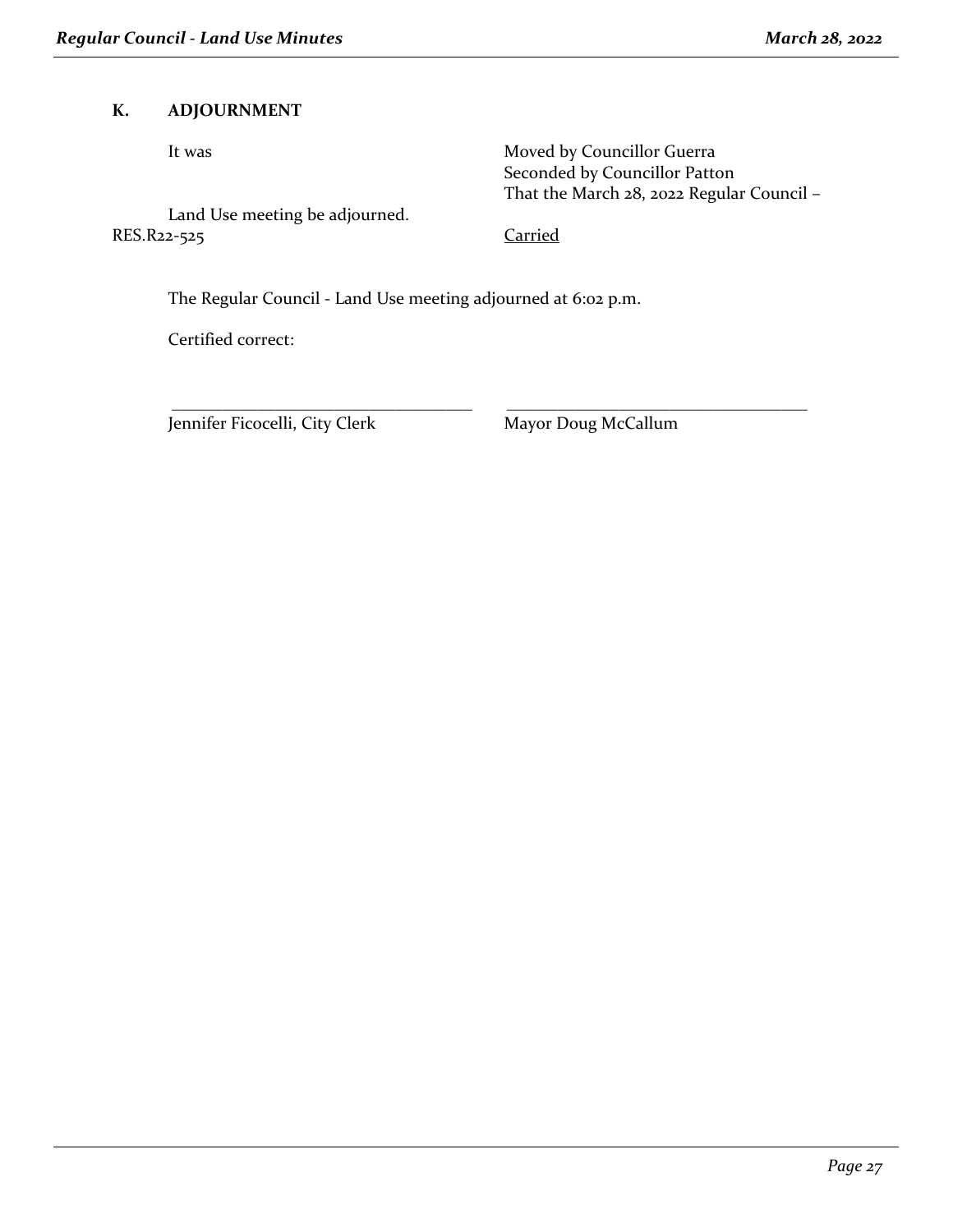## K. ADJOURNMENT

It was

Moved by Councillor Guerra
Seconded by Councillor Patton
That the March 28, 2022 Regular Council – Land Use meeting be adjourned.

RES.R22-525 Carried

The Regular Council - Land Use meeting adjourned at 6:02 p.m.

Certified correct:

\_\_\_\_\_\_\_\_\_\_\_\_\_\_\_\_\_\_\_\_\_\_\_\_\_\_\_\_\_\_\_\_\_\_\_\_\_
Jennifer Ficocelli, City Clerk

\_\_\_\_\_\_\_\_\_\_\_\_\_\_\_\_\_\_\_\_\_\_\_\_\_\_\_\_\_\_\_\_\_\_\_\_\_
Mayor Doug McCallum